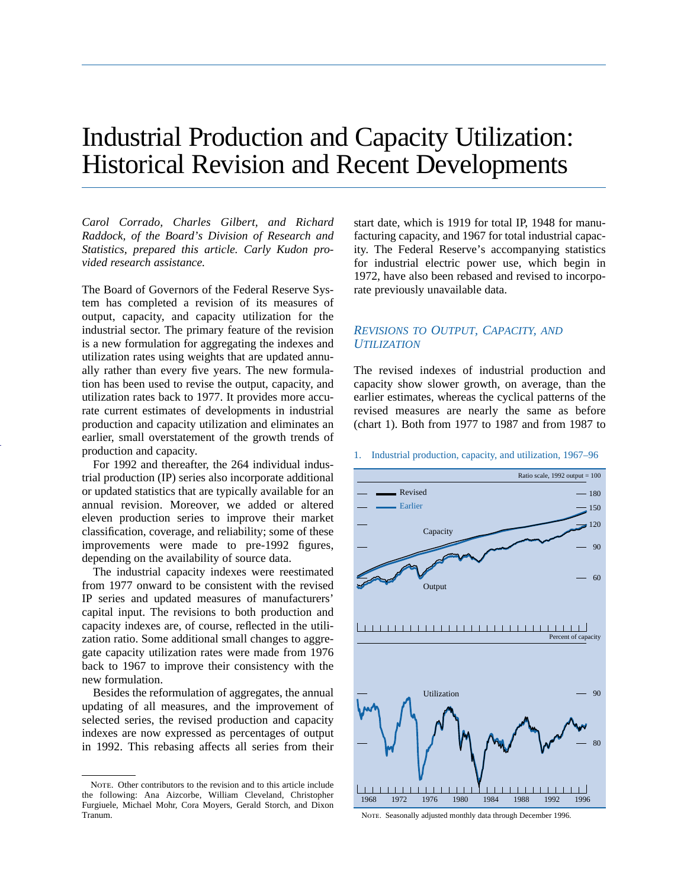# Industrial Production and Capacity Utilization: Historical Revision and Recent Developments

*Carol Corrado, Charles Gilbert, and Richard Raddock, of the Board's Division of Research and Statistics, prepared this article. Carly Kudon provided research assistance.*

The Board of Governors of the Federal Reserve System has completed a revision of its measures of output, capacity, and capacity utilization for the industrial sector. The primary feature of the revision is a new formulation for aggregating the indexes and utilization rates using weights that are updated annually rather than every five years. The new formulation has been used to revise the output, capacity, and utilization rates back to 1977. It provides more accurate current estimates of developments in industrial production and capacity utilization and eliminates an earlier, small overstatement of the growth trends of production and capacity.

For 1992 and thereafter, the 264 individual industrial production (IP) series also incorporate additional or updated statistics that are typically available for an annual revision. Moreover, we added or altered eleven production series to improve their market classification, coverage, and reliability; some of these improvements were made to pre-1992 figures, depending on the availability of source data.

The industrial capacity indexes were reestimated from 1977 onward to be consistent with the revised IP series and updated measures of manufacturers' capital input. The revisions to both production and capacity indexes are, of course, reflected in the utilization ratio. Some additional small changes to aggregate capacity utilization rates were made from 1976 back to 1967 to improve their consistency with the new formulation.

Besides the reformulation of aggregates, the annual updating of all measures, and the improvement of selected series, the revised production and capacity indexes are now expressed as percentages of output in 1992. This rebasing affects all series from their start date, which is 1919 for total IP, 1948 for manufacturing capacity, and 1967 for total industrial capacity. The Federal Reserve's accompanying statistics for industrial electric power use, which begin in 1972, have also been rebased and revised to incorporate previously unavailable data.

## *Revisions to Output, Capacity, and Utilization*

The revised indexes of industrial production and capacity show slower growth, on average, than the earlier estimates, whereas the cyclical patterns of the revised measures are nearly the same as before (chart 1). Both from 1977 to 1987 and from 1987 to

1. Industrial production, capacity, and utilization, 1967–96

Note. Seasonally adjusted monthly data through December 1996.

---

Note. Other contributors to the revision and to this article include the following: Ana Aizcorbe, William Cleveland, Christopher Furgiuele, Michael Mohr, Cora Moyers, Gerald Storch, and Dixon Tranum.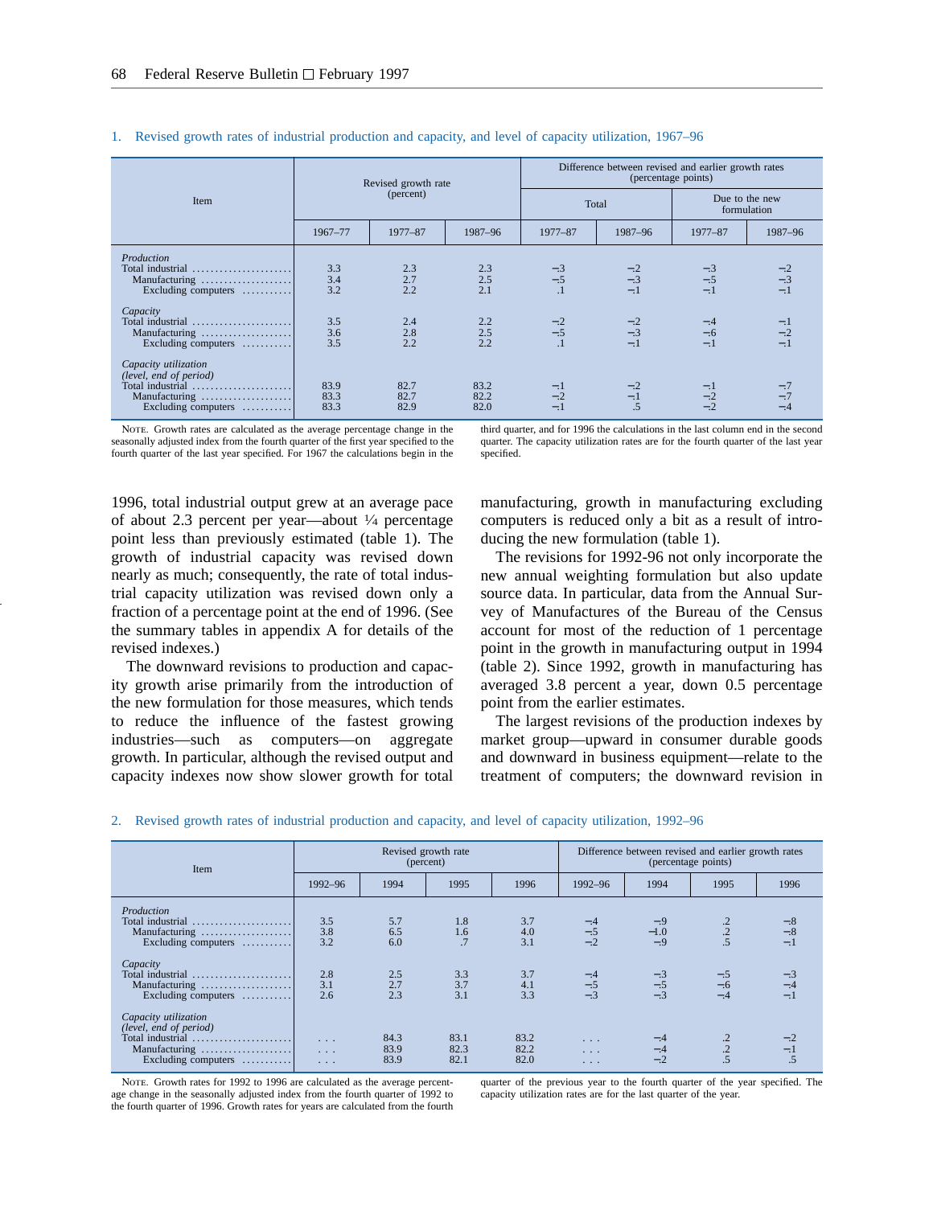1. Revised growth rates of industrial production and capacity, and level of capacity utilization, 1967–96

| Item | Revised growth rate (percent) | | | Difference between revised and earlier growth rates (percentage points) | | | |
|---|---|---|---|---|---|---|---|
| | | | | Total | | Due to the new formulation | |
| | 1967–77 | 1977–87 | 1987–96 | 1977–87 | 1987–96 | 1977–87 | 1987–96 |
| *Production* | | | | | | | |
| Total industrial | 3.3 | 2.3 | 2.3 | −.3 | −.2 | −.3 | −.2 |
| Manufacturing | 3.4 | 2.7 | 2.5 | −.5 | −.3 | −.5 | −.3 |
| Excluding computers | 3.2 | 2.2 | 2.1 | .1 | −.1 | −.1 | −.1 |
| *Capacity* | | | | | | | |
| Total industrial | 3.5 | 2.4 | 2.2 | −.2 | −.2 | −.4 | −.1 |
| Manufacturing | 3.6 | 2.8 | 2.5 | −.5 | −.3 | −.6 | −.2 |
| Excluding computers | 3.5 | 2.2 | 2.2 | .1 | −.1 | −.1 | −.1 |
| *Capacity utilization (level, end of period)* | | | | | | | |
| Total industrial | 83.9 | 82.7 | 83.2 | −.1 | −.2 | −.1 | −.7 |
| Manufacturing | 83.3 | 82.7 | 82.2 | −.2 | −.1 | −.2 | −.7 |
| Excluding computers | 83.3 | 82.9 | 82.0 | −.1 | .5 | −.2 | −.4 |

NOTE. Growth rates are calculated as the average percentage change in the seasonally adjusted index from the fourth quarter of the first year specified to the fourth quarter of the last year specified. For 1967 the calculations begin in the third quarter, and for 1996 the calculations in the last column end in the second quarter. The capacity utilization rates are for the fourth quarter of the last year specified.

1996, total industrial output grew at an average pace of about 2.3 percent per year—about ¼ percentage point less than previously estimated (table 1). The growth of industrial capacity was revised down nearly as much; consequently, the rate of total industrial capacity utilization was revised down only a fraction of a percentage point at the end of 1996. (See the summary tables in appendix A for details of the revised indexes.)

The downward revisions to production and capacity growth arise primarily from the introduction of the new formulation for those measures, which tends to reduce the influence of the fastest growing industries—such as computers—on aggregate growth. In particular, although the revised output and capacity indexes now show slower growth for total manufacturing, growth in manufacturing excluding computers is reduced only a bit as a result of introducing the new formulation (table 1).

The revisions for 1992-96 not only incorporate the new annual weighting formulation but also update source data. In particular, data from the Annual Survey of Manufactures of the Bureau of the Census account for most of the reduction of 1 percentage point in the growth in manufacturing output in 1994 (table 2). Since 1992, growth in manufacturing has averaged 3.8 percent a year, down 0.5 percentage point from the earlier estimates.

The largest revisions of the production indexes by market group—upward in consumer durable goods and downward in business equipment—relate to the treatment of computers; the downward revision in

2. Revised growth rates of industrial production and capacity, and level of capacity utilization, 1992–96

| Item | Revised growth rate (percent) | | | | Difference between revised and earlier growth rates (percentage points) | | | |
|---|---|---|---|---|---|---|---|---|
| | 1992–96 | 1994 | 1995 | 1996 | 1992–96 | 1994 | 1995 | 1996 |
| *Production* | | | | | | | | |
| Total industrial | 3.5 | 5.7 | 1.8 | 3.7 | −.4 | −.9 | .2 | −.8 |
| Manufacturing | 3.8 | 6.5 | 1.6 | 4.0 | −.5 | −1.0 | .2 | −.8 |
| Excluding computers | 3.2 | 6.0 | .7 | 3.1 | −.2 | −.9 | .5 | −.1 |
| *Capacity* | | | | | | | | |
| Total industrial | 2.8 | 2.5 | 3.3 | 3.7 | −.4 | −.3 | −.5 | −.3 |
| Manufacturing | 3.1 | 2.7 | 3.7 | 4.1 | −.5 | −.5 | −.6 | −.4 |
| Excluding computers | 2.6 | 2.3 | 3.1 | 3.3 | −.3 | −.3 | −.4 | −.1 |
| *Capacity utilization (level, end of period)* | | | | | | | | |
| Total industrial | ... | 84.3 | 83.1 | 83.2 | ... | −.4 | .2 | −.2 |
| Manufacturing | ... | 83.9 | 82.3 | 82.2 | ... | −.4 | .2 | −.1 |
| Excluding computers | ... | 83.9 | 82.1 | 82.0 | ... | −.2 | .5 | .5 |

NOTE. Growth rates for 1992 to 1996 are calculated as the average percentage change in the seasonally adjusted index from the fourth quarter of 1992 to the fourth quarter of 1996. Growth rates for years are calculated from the fourth quarter of the previous year to the fourth quarter of the year specified. The capacity utilization rates are for the last quarter of the year.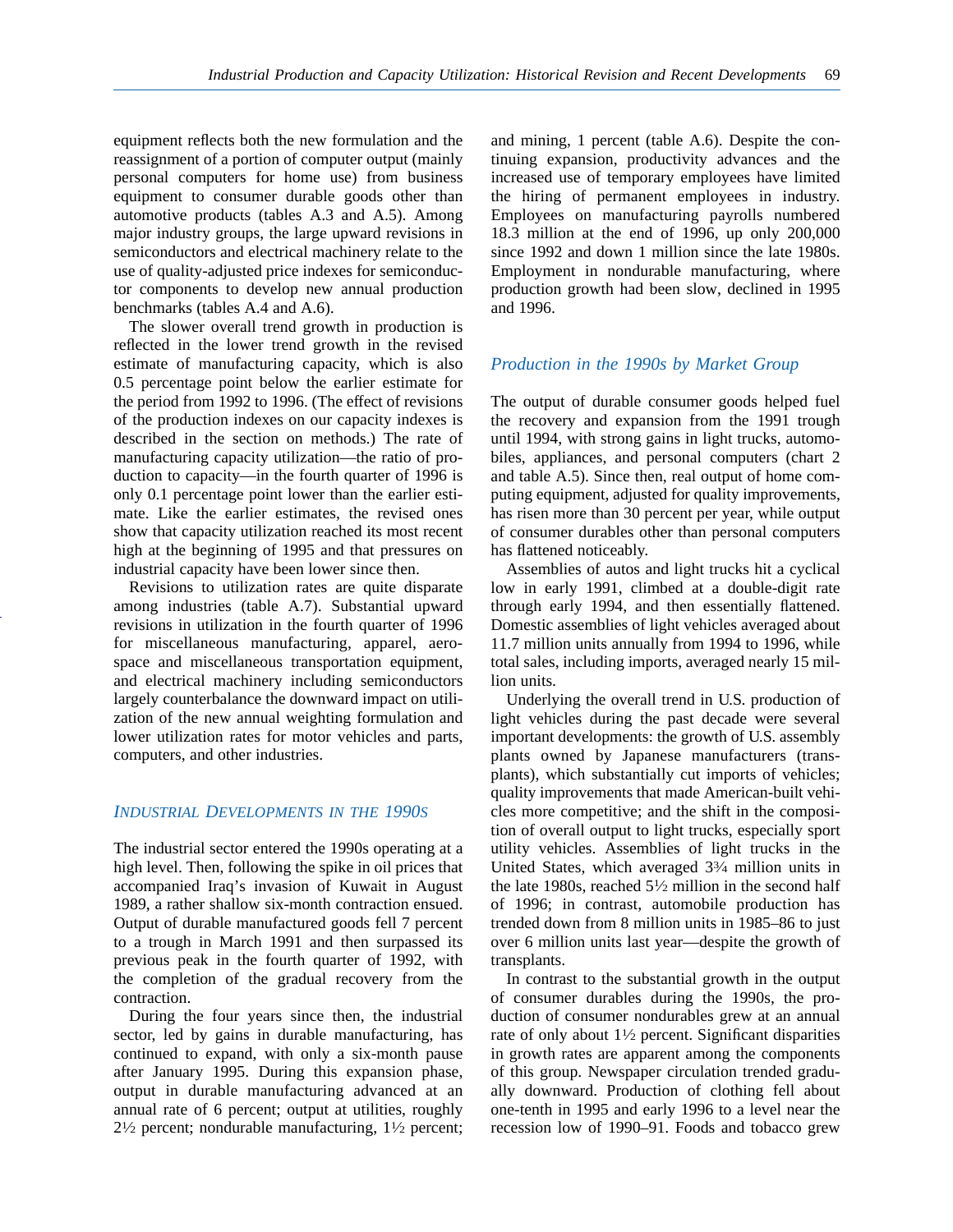equipment reflects both the new formulation and the reassignment of a portion of computer output (mainly personal computers for home use) from business equipment to consumer durable goods other than automotive products (tables A.3 and A.5). Among major industry groups, the large upward revisions in semiconductors and electrical machinery relate to the use of quality-adjusted price indexes for semiconductor components to develop new annual production benchmarks (tables A.4 and A.6).

The slower overall trend growth in production is reflected in the lower trend growth in the revised estimate of manufacturing capacity, which is also 0.5 percentage point below the earlier estimate for the period from 1992 to 1996. (The effect of revisions of the production indexes on our capacity indexes is described in the section on methods.) The rate of manufacturing capacity utilization—the ratio of production to capacity—in the fourth quarter of 1996 is only 0.1 percentage point lower than the earlier estimate. Like the earlier estimates, the revised ones show that capacity utilization reached its most recent high at the beginning of 1995 and that pressures on industrial capacity have been lower since then.

Revisions to utilization rates are quite disparate among industries (table A.7). Substantial upward revisions in utilization in the fourth quarter of 1996 for miscellaneous manufacturing, apparel, aerospace and miscellaneous transportation equipment, and electrical machinery including semiconductors largely counterbalance the downward impact on utilization of the new annual weighting formulation and lower utilization rates for motor vehicles and parts, computers, and other industries.

## *Industrial Developments in the 1990s*

The industrial sector entered the 1990s operating at a high level. Then, following the spike in oil prices that accompanied Iraq's invasion of Kuwait in August 1989, a rather shallow six-month contraction ensued. Output of durable manufactured goods fell 7 percent to a trough in March 1991 and then surpassed its previous peak in the fourth quarter of 1992, with the completion of the gradual recovery from the contraction.

During the four years since then, the industrial sector, led by gains in durable manufacturing, has continued to expand, with only a six-month pause after January 1995. During this expansion phase, output in durable manufacturing advanced at an annual rate of 6 percent; output at utilities, roughly 2½ percent; nondurable manufacturing, 1½ percent; and mining, 1 percent (table A.6). Despite the continuing expansion, productivity advances and the increased use of temporary employees have limited the hiring of permanent employees in industry. Employees on manufacturing payrolls numbered 18.3 million at the end of 1996, up only 200,000 since 1992 and down 1 million since the late 1980s. Employment in nondurable manufacturing, where production growth had been slow, declined in 1995 and 1996.

### *Production in the 1990s by Market Group*

The output of durable consumer goods helped fuel the recovery and expansion from the 1991 trough until 1994, with strong gains in light trucks, automobiles, appliances, and personal computers (chart 2 and table A.5). Since then, real output of home computing equipment, adjusted for quality improvements, has risen more than 30 percent per year, while output of consumer durables other than personal computers has flattened noticeably.

Assemblies of autos and light trucks hit a cyclical low in early 1991, climbed at a double-digit rate through early 1994, and then essentially flattened. Domestic assemblies of light vehicles averaged about 11.7 million units annually from 1994 to 1996, while total sales, including imports, averaged nearly 15 million units.

Underlying the overall trend in U.S. production of light vehicles during the past decade were several important developments: the growth of U.S. assembly plants owned by Japanese manufacturers (transplants), which substantially cut imports of vehicles; quality improvements that made American-built vehicles more competitive; and the shift in the composition of overall output to light trucks, especially sport utility vehicles. Assemblies of light trucks in the United States, which averaged 3¾ million units in the late 1980s, reached 5½ million in the second half of 1996; in contrast, automobile production has trended down from 8 million units in 1985–86 to just over 6 million units last year—despite the growth of transplants.

In contrast to the substantial growth in the output of consumer durables during the 1990s, the production of consumer nondurables grew at an annual rate of only about 1½ percent. Significant disparities in growth rates are apparent among the components of this group. Newspaper circulation trended gradually downward. Production of clothing fell about one-tenth in 1995 and early 1996 to a level near the recession low of 1990–91. Foods and tobacco grew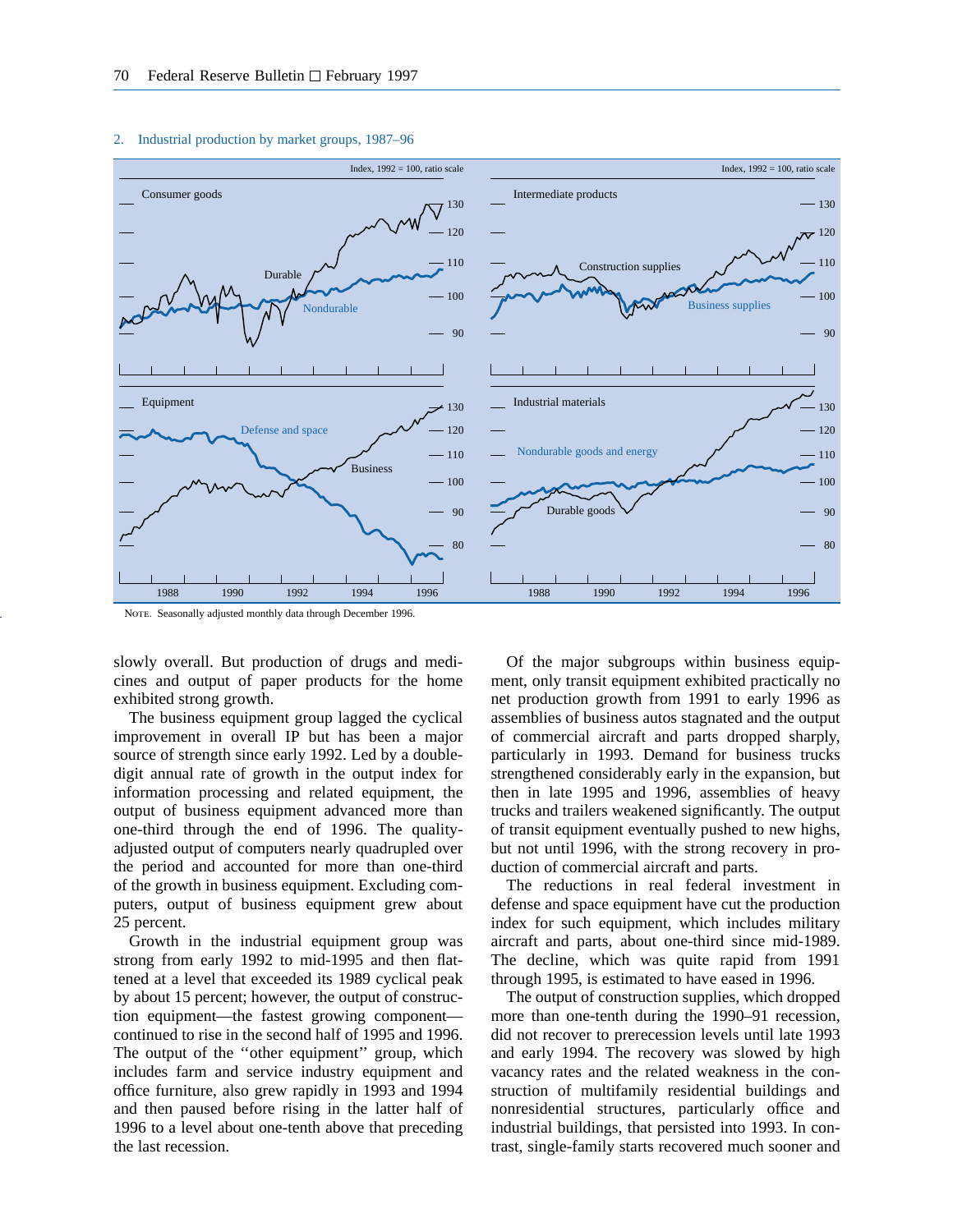2. Industrial production by market groups, 1987–96

NOTE. Seasonally adjusted monthly data through December 1996.

slowly overall. But production of drugs and medicines and output of paper products for the home exhibited strong growth.

The business equipment group lagged the cyclical improvement in overall IP but has been a major source of strength since early 1992. Led by a double-digit annual rate of growth in the output index for information processing and related equipment, the output of business equipment advanced more than one-third through the end of 1996. The quality-adjusted output of computers nearly quadrupled over the period and accounted for more than one-third of the growth in business equipment. Excluding computers, output of business equipment grew about 25 percent.

Growth in the industrial equipment group was strong from early 1992 to mid-1995 and then flattened at a level that exceeded its 1989 cyclical peak by about 15 percent; however, the output of construction equipment—the fastest growing component—continued to rise in the second half of 1995 and 1996. The output of the ''other equipment'' group, which includes farm and service industry equipment and office furniture, also grew rapidly in 1993 and 1994 and then paused before rising in the latter half of 1996 to a level about one-tenth above that preceding the last recession.

Of the major subgroups within business equipment, only transit equipment exhibited practically no net production growth from 1991 to early 1996 as assemblies of business autos stagnated and the output of commercial aircraft and parts dropped sharply, particularly in 1993. Demand for business trucks strengthened considerably early in the expansion, but then in late 1995 and 1996, assemblies of heavy trucks and trailers weakened significantly. The output of transit equipment eventually pushed to new highs, but not until 1996, with the strong recovery in production of commercial aircraft and parts.

The reductions in real federal investment in defense and space equipment have cut the production index for such equipment, which includes military aircraft and parts, about one-third since mid-1989. The decline, which was quite rapid from 1991 through 1995, is estimated to have eased in 1996.

The output of construction supplies, which dropped more than one-tenth during the 1990–91 recession, did not recover to prerecession levels until late 1993 and early 1994. The recovery was slowed by high vacancy rates and the related weakness in the construction of multifamily residential buildings and nonresidential structures, particularly office and industrial buildings, that persisted into 1993. In contrast, single-family starts recovered much sooner and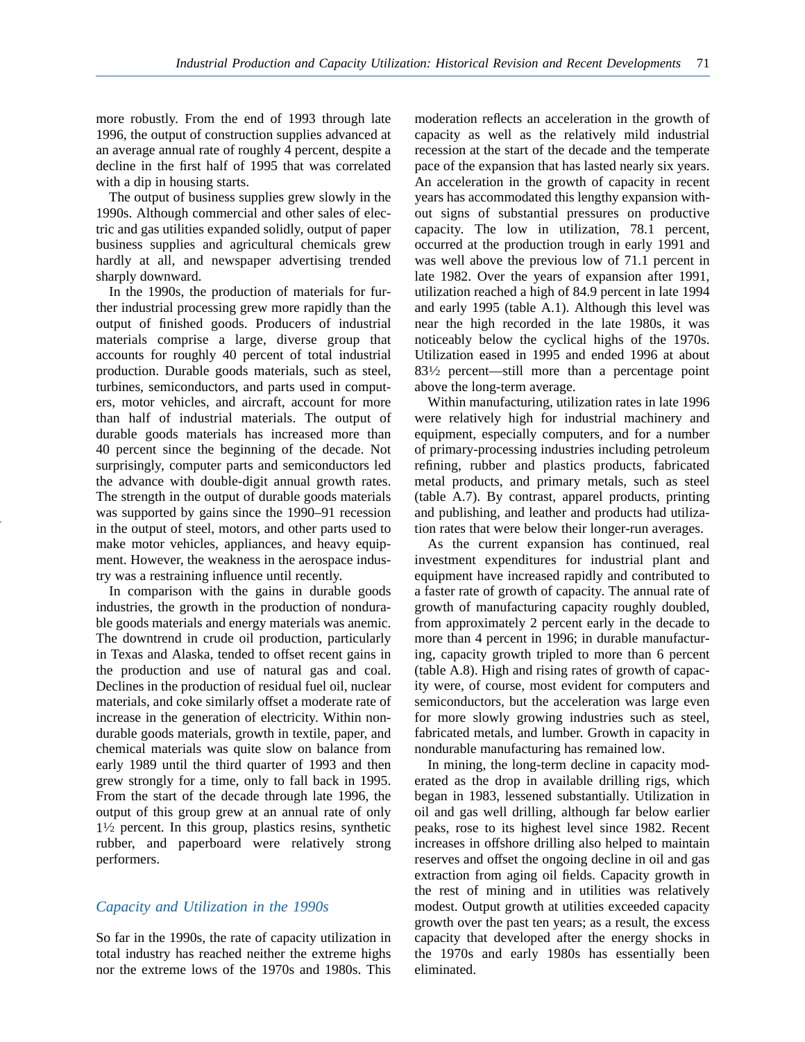more robustly. From the end of 1993 through late 1996, the output of construction supplies advanced at an average annual rate of roughly 4 percent, despite a decline in the first half of 1995 that was correlated with a dip in housing starts.

The output of business supplies grew slowly in the 1990s. Although commercial and other sales of electric and gas utilities expanded solidly, output of paper business supplies and agricultural chemicals grew hardly at all, and newspaper advertising trended sharply downward.

In the 1990s, the production of materials for further industrial processing grew more rapidly than the output of finished goods. Producers of industrial materials comprise a large, diverse group that accounts for roughly 40 percent of total industrial production. Durable goods materials, such as steel, turbines, semiconductors, and parts used in computers, motor vehicles, and aircraft, account for more than half of industrial materials. The output of durable goods materials has increased more than 40 percent since the beginning of the decade. Not surprisingly, computer parts and semiconductors led the advance with double-digit annual growth rates. The strength in the output of durable goods materials was supported by gains since the 1990–91 recession in the output of steel, motors, and other parts used to make motor vehicles, appliances, and heavy equipment. However, the weakness in the aerospace industry was a restraining influence until recently.

In comparison with the gains in durable goods industries, the growth in the production of nondurable goods materials and energy materials was anemic. The downtrend in crude oil production, particularly in Texas and Alaska, tended to offset recent gains in the production and use of natural gas and coal. Declines in the production of residual fuel oil, nuclear materials, and coke similarly offset a moderate rate of increase in the generation of electricity. Within nondurable goods materials, growth in textile, paper, and chemical materials was quite slow on balance from early 1989 until the third quarter of 1993 and then grew strongly for a time, only to fall back in 1995. From the start of the decade through late 1996, the output of this group grew at an annual rate of only 1½ percent. In this group, plastics resins, synthetic rubber, and paperboard were relatively strong performers.

## *Capacity and Utilization in the 1990s*

So far in the 1990s, the rate of capacity utilization in total industry has reached neither the extreme highs nor the extreme lows of the 1970s and 1980s. This moderation reflects an acceleration in the growth of capacity as well as the relatively mild industrial recession at the start of the decade and the temperate pace of the expansion that has lasted nearly six years. An acceleration in the growth of capacity in recent years has accommodated this lengthy expansion without signs of substantial pressures on productive capacity. The low in utilization, 78.1 percent, occurred at the production trough in early 1991 and was well above the previous low of 71.1 percent in late 1982. Over the years of expansion after 1991, utilization reached a high of 84.9 percent in late 1994 and early 1995 (table A.1). Although this level was near the high recorded in the late 1980s, it was noticeably below the cyclical highs of the 1970s. Utilization eased in 1995 and ended 1996 at about 83½ percent—still more than a percentage point above the long-term average.

Within manufacturing, utilization rates in late 1996 were relatively high for industrial machinery and equipment, especially computers, and for a number of primary-processing industries including petroleum refining, rubber and plastics products, fabricated metal products, and primary metals, such as steel (table A.7). By contrast, apparel products, printing and publishing, and leather and products had utilization rates that were below their longer-run averages.

As the current expansion has continued, real investment expenditures for industrial plant and equipment have increased rapidly and contributed to a faster rate of growth of capacity. The annual rate of growth of manufacturing capacity roughly doubled, from approximately 2 percent early in the decade to more than 4 percent in 1996; in durable manufacturing, capacity growth tripled to more than 6 percent (table A.8). High and rising rates of growth of capacity were, of course, most evident for computers and semiconductors, but the acceleration was large even for more slowly growing industries such as steel, fabricated metals, and lumber. Growth in capacity in nondurable manufacturing has remained low.

In mining, the long-term decline in capacity moderated as the drop in available drilling rigs, which began in 1983, lessened substantially. Utilization in oil and gas well drilling, although far below earlier peaks, rose to its highest level since 1982. Recent increases in offshore drilling also helped to maintain reserves and offset the ongoing decline in oil and gas extraction from aging oil fields. Capacity growth in the rest of mining and in utilities was relatively modest. Output growth at utilities exceeded capacity growth over the past ten years; as a result, the excess capacity that developed after the energy shocks in the 1970s and early 1980s has essentially been eliminated.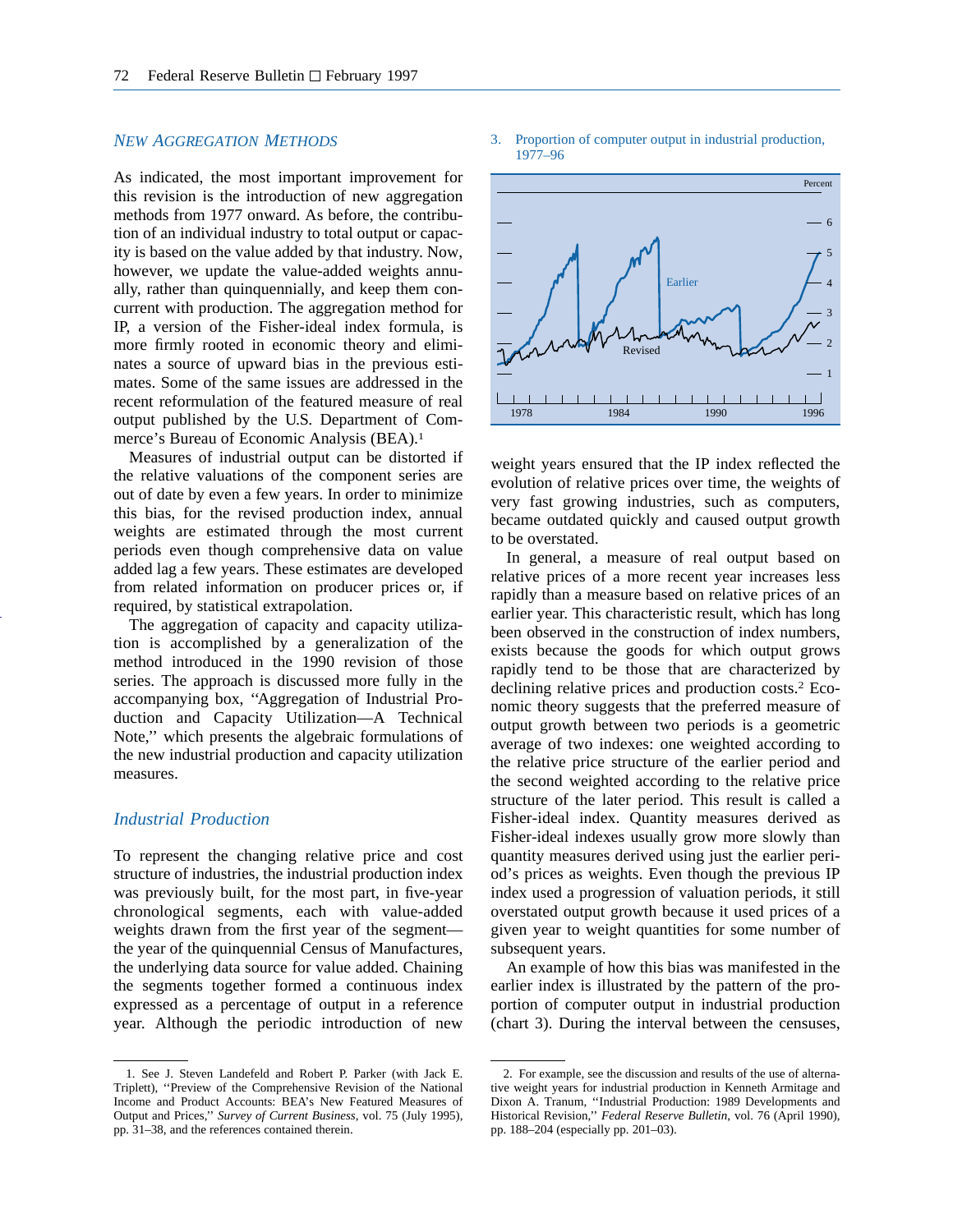## NEW AGGREGATION METHODS

As indicated, the most important improvement for this revision is the introduction of new aggregation methods from 1977 onward. As before, the contribution of an individual industry to total output or capacity is based on the value added by that industry. Now, however, we update the value-added weights annually, rather than quinquennially, and keep them concurrent with production. The aggregation method for IP, a version of the Fisher-ideal index formula, is more firmly rooted in economic theory and eliminates a source of upward bias in the previous estimates. Some of the same issues are addressed in the recent reformulation of the featured measure of real output published by the U.S. Department of Commerce's Bureau of Economic Analysis (BEA).[1]

Measures of industrial output can be distorted if the relative valuations of the component series are out of date by even a few years. In order to minimize this bias, for the revised production index, annual weights are estimated through the most current periods even though comprehensive data on value added lag a few years. These estimates are developed from related information on producer prices or, if required, by statistical extrapolation.

The aggregation of capacity and capacity utilization is accomplished by a generalization of the method introduced in the 1990 revision of those series. The approach is discussed more fully in the accompanying box, "Aggregation of Industrial Production and Capacity Utilization—A Technical Note," which presents the algebraic formulations of the new industrial production and capacity utilization measures.

### Industrial Production

To represent the changing relative price and cost structure of industries, the industrial production index was previously built, for the most part, in five-year chronological segments, each with value-added weights drawn from the first year of the segment—the year of the quinquennial Census of Manufactures, the underlying data source for value added. Chaining the segments together formed a continuous index expressed as a percentage of output in a reference year. Although the periodic introduction of new weight years ensured that the IP index reflected the evolution of relative prices over time, the weights of very fast growing industries, such as computers, became outdated quickly and caused output growth to be overstated.

3. Proportion of computer output in industrial production, 1977–96

In general, a measure of real output based on relative prices of a more recent year increases less rapidly than a measure based on relative prices of an earlier year. This characteristic result, which has long been observed in the construction of index numbers, exists because the goods for which output grows rapidly tend to be those that are characterized by declining relative prices and production costs.[2] Economic theory suggests that the preferred measure of output growth between two periods is a geometric average of two indexes: one weighted according to the relative price structure of the earlier period and the second weighted according to the relative price structure of the later period. This result is called a Fisher-ideal index. Quantity measures derived as Fisher-ideal indexes usually grow more slowly than quantity measures derived using just the earlier period's prices as weights. Even though the previous IP index used a progression of valuation periods, it still overstated output growth because it used prices of a given year to weight quantities for some number of subsequent years.

An example of how this bias was manifested in the earlier index is illustrated by the pattern of the proportion of computer output in industrial production (chart 3). During the interval between the censuses,

---

1. See J. Steven Landefeld and Robert P. Parker (with Jack E. Triplett), "Preview of the Comprehensive Revision of the National Income and Product Accounts: BEA's New Featured Measures of Output and Prices," *Survey of Current Business*, vol. 75 (July 1995), pp. 31–38, and the references contained therein.

2. For example, see the discussion and results of the use of alternative weight years for industrial production in Kenneth Armitage and Dixon A. Tranum, "Industrial Production: 1989 Developments and Historical Revision," *Federal Reserve Bulletin*, vol. 76 (April 1990), pp. 188–204 (especially pp. 201–03).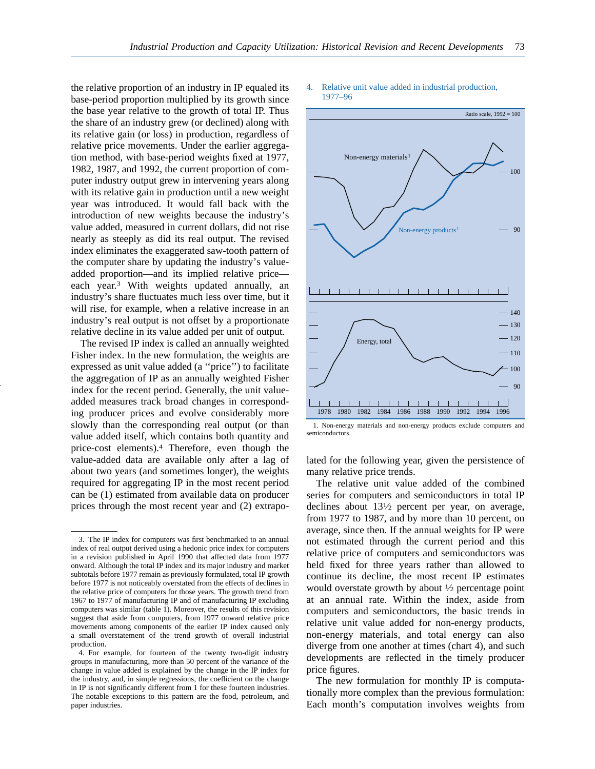the relative proportion of an industry in IP equaled its base-period proportion multiplied by its growth since the base year relative to the growth of total IP. Thus the share of an industry grew (or declined) along with its relative gain (or loss) in production, regardless of relative price movements. Under the earlier aggregation method, with base-period weights fixed at 1977, 1982, 1987, and 1992, the current proportion of computer industry output grew in intervening years along with its relative gain in production until a new weight year was introduced. It would fall back with the introduction of new weights because the industry's value added, measured in current dollars, did not rise nearly as steeply as did its real output. The revised index eliminates the exaggerated saw-tooth pattern of the computer share by updating the industry's value-added proportion—and its implied relative price—each year.[3] With weights updated annually, an industry's share fluctuates much less over time, but it will rise, for example, when a relative increase in an industry's real output is not offset by a proportionate relative decline in its value added per unit of output.

The revised IP index is called an annually weighted Fisher index. In the new formulation, the weights are expressed as unit value added (a ''price'') to facilitate the aggregation of IP as an annually weighted Fisher index for the recent period. Generally, the unit value-added measures track broad changes in corresponding producer prices and evolve considerably more slowly than the corresponding real output (or than value added itself, which contains both quantity and price-cost elements).[4] Therefore, even though the value-added data are available only after a lag of about two years (and sometimes longer), the weights required for aggregating IP in the most recent period can be (1) estimated from available data on producer prices through the most recent year and (2) extrapolated for the following year, given the persistence of many relative price trends.

4. Relative unit value added in industrial production, 1977–96

Ratio scale, 1992 = 100

Non-energy materials[1]

Non-energy products[1]

Energy, total

1978 1980 1982 1984 1986 1988 1990 1992 1994 1996

1. Non-energy materials and non-energy products exclude computers and semiconductors.

The relative unit value added of the combined series for computers and semiconductors in total IP declines about 13½ percent per year, on average, from 1977 to 1987, and by more than 10 percent, on average, since then. If the annual weights for IP were not estimated through the current period and this relative price of computers and semiconductors was held fixed for three years rather than allowed to continue its decline, the most recent IP estimates would overstate growth by about ½ percentage point at an annual rate. Within the index, aside from computers and semiconductors, the basic trends in relative unit value added for non-energy products, non-energy materials, and total energy can also diverge from one another at times (chart 4), and such developments are reflected in the timely producer price figures.

The new formulation for monthly IP is computationally more complex than the previous formulation: Each month's computation involves weights from

---

3. The IP index for computers was first benchmarked to an annual index of real output derived using a hedonic price index for computers in a revision published in April 1990 that affected data from 1977 onward. Although the total IP index and its major industry and market subtotals before 1977 remain as previously formulated, total IP growth before 1977 is not noticeably overstated from the effects of declines in the relative price of computers for those years. The growth trend from 1967 to 1977 of manufacturing IP and of manufacturing IP excluding computers was similar (table 1). Moreover, the results of this revision suggest that aside from computers, from 1977 onward relative price movements among components of the earlier IP index caused only a small overstatement of the trend growth of overall industrial production.

4. For example, for fourteen of the twenty two-digit industry groups in manufacturing, more than 50 percent of the variance of the change in value added is explained by the change in the IP index for the industry, and, in simple regressions, the coefficient on the change in IP is not significantly different from 1 for these fourteen industries. The notable exceptions to this pattern are the food, petroleum, and paper industries.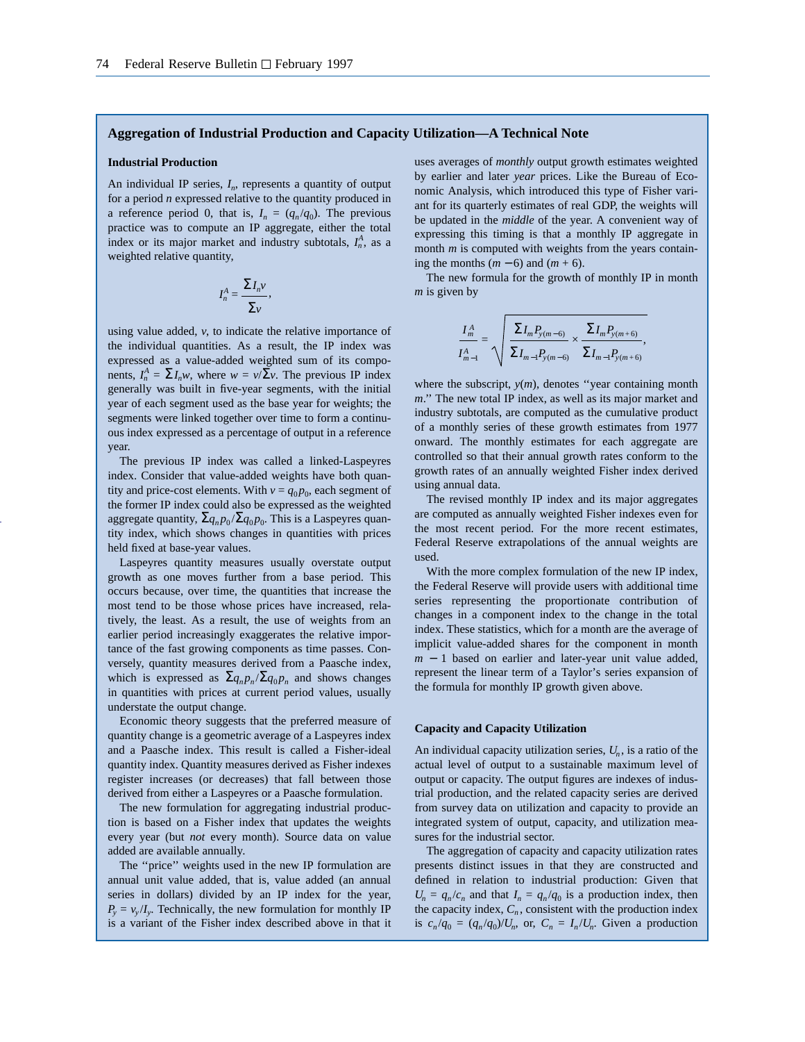## Aggregation of Industrial Production and Capacity Utilization—A Technical Note

### Industrial Production

An individual IP series, $I_n$, represents a quantity of output for a period $n$ expressed relative to the quantity produced in a reference period 0, that is, $I_n = (q_n/q_0)$. The previous practice was to compute an IP aggregate, either the total index or its major market and industry subtotals, $I_n^A$, as a weighted relative quantity,

$$I_n^A = \frac{\sum I_n v}{\sum v},$$

using value added, $v$, to indicate the relative importance of the individual quantities. As a result, the IP index was expressed as a value-added weighted sum of its components, $I_n^A = \sum I_n w$, where $w = v/\sum v$. The previous IP index generally was built in five-year segments, with the initial year of each segment used as the base year for weights; the segments were linked together over time to form a continuous index expressed as a percentage of output in a reference year.

The previous IP index was called a linked-Laspeyres index. Consider that value-added weights have both quantity and price-cost elements. With $v = q_0 p_0$, each segment of the former IP index could also be expressed as the weighted aggregate quantity, $\sum q_n p_0 / \sum q_0 p_0$. This is a Laspeyres quantity index, which shows changes in quantities with prices held fixed at base-year values.

Laspeyres quantity measures usually overstate output growth as one moves further from a base period. This occurs because, over time, the quantities that increase the most tend to be those whose prices have increased, relatively, the least. As a result, the use of weights from an earlier period increasingly exaggerates the relative importance of the fast growing components as time passes. Conversely, quantity measures derived from a Paasche index, which is expressed as $\sum q_n p_n / \sum q_0 p_n$ and shows changes in quantities with prices at current period values, usually understate the output change.

Economic theory suggests that the preferred measure of quantity change is a geometric average of a Laspeyres index and a Paasche index. This result is called a Fisher-ideal quantity index. Quantity measures derived as Fisher indexes register increases (or decreases) that fall between those derived from either a Laspeyres or a Paasche formulation.

The new formulation for aggregating industrial production is based on a Fisher index that updates the weights every year (but *not* every month). Source data on value added are available annually.

The "price" weights used in the new IP formulation are annual unit value added, that is, value added (an annual series in dollars) divided by an IP index for the year, $P_y = v_y/I_y$. Technically, the new formulation for monthly IP is a variant of the Fisher index described above in that it uses averages of *monthly* output growth estimates weighted by earlier and later *year* prices. Like the Bureau of Economic Analysis, which introduced this type of Fisher variant for its quarterly estimates of real GDP, the weights will be updated in the *middle* of the year. A convenient way of expressing this timing is that a monthly IP aggregate in month $m$ is computed with weights from the years containing the months $(m-6)$ and $(m+6)$.

The new formula for the growth of monthly IP in month $m$ is given by

$$\frac{I_m^A}{I_{m-1}^A} = \sqrt{\frac{\sum I_m P_{y(m-6)}}{\sum I_{m-1} P_{y(m-6)}} \times \frac{\sum I_m P_{y(m+6)}}{\sum I_{m-1} P_{y(m+6)}}},$$

where the subscript, $y(m)$, denotes "year containing month $m$." The new total IP index, as well as its major market and industry subtotals, are computed as the cumulative product of a monthly series of these growth estimates from 1977 onward. The monthly estimates for each aggregate are controlled so that their annual growth rates conform to the growth rates of an annually weighted Fisher index derived using annual data.

The revised monthly IP index and its major aggregates are computed as annually weighted Fisher indexes even for the most recent period. For the more recent estimates, Federal Reserve extrapolations of the annual weights are used.

With the more complex formulation of the new IP index, the Federal Reserve will provide users with additional time series representing the proportionate contribution of changes in a component index to the change in the total index. These statistics, which for a month are the average of implicit value-added shares for the component in month $m-1$ based on earlier and later-year unit value added, represent the linear term of a Taylor's series expansion of the formula for monthly IP growth given above.

### Capacity and Capacity Utilization

An individual capacity utilization series, $U_n$, is a ratio of the actual level of output to a sustainable maximum level of output or capacity. The output figures are indexes of industrial production, and the related capacity series are derived from survey data on utilization and capacity to provide an integrated system of output, capacity, and utilization measures for the industrial sector.

The aggregation of capacity and capacity utilization rates presents distinct issues in that they are constructed and defined in relation to industrial production: Given that $U_n = q_n/c_n$ and that $I_n = q_n/q_0$ is a production index, then the capacity index, $C_n$, consistent with the production index is $c_n/q_0 = (q_n/q_0)/U_n$, or, $C_n = I_n/U_n$. Given a production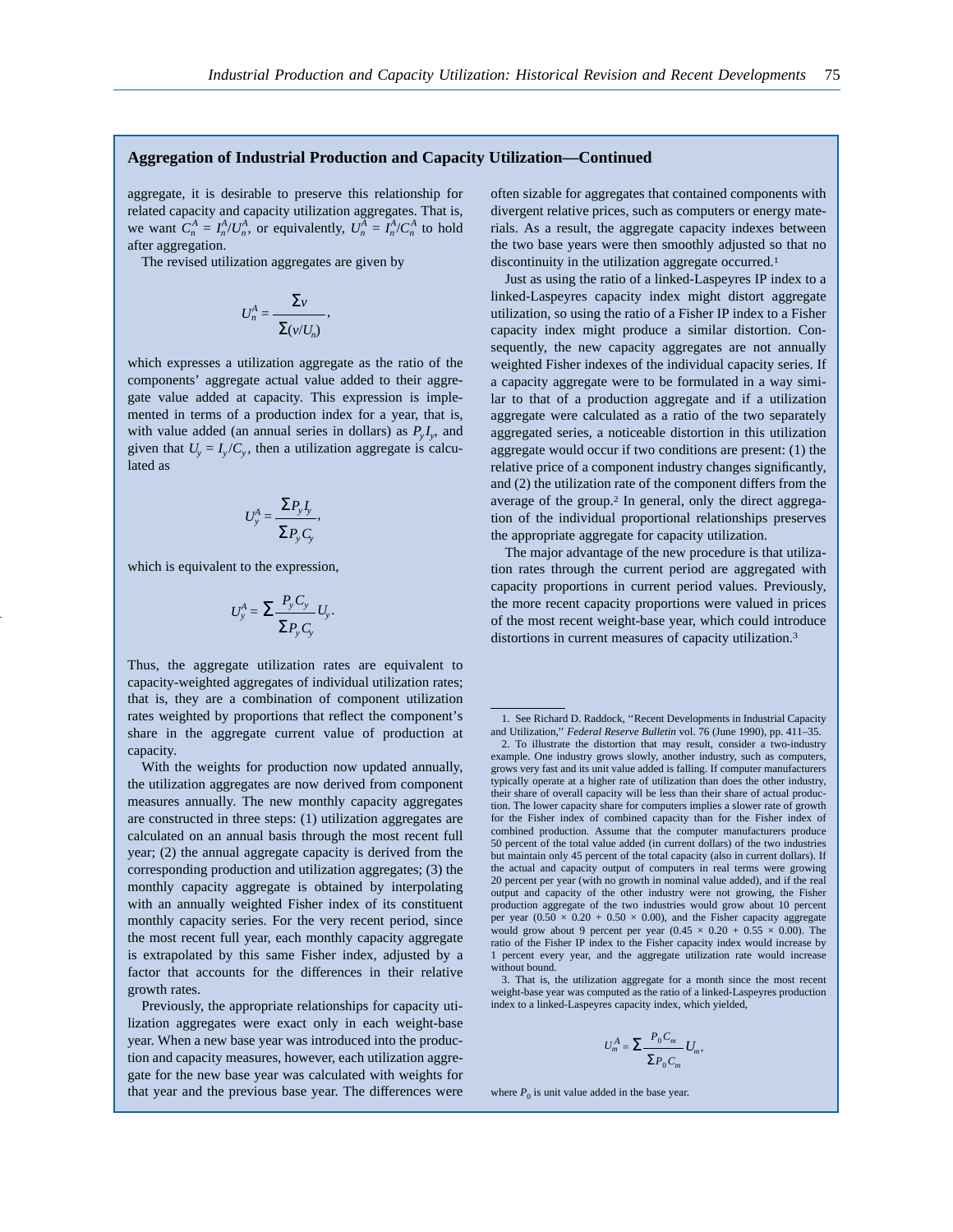## Aggregation of Industrial Production and Capacity Utilization—Continued

aggregate, it is desirable to preserve this relationship for related capacity and capacity utilization aggregates. That is, we want $C_n^A = I_n^A/U_n^A$, or equivalently, $U_n^A = I_n^A/C_n^A$ to hold after aggregation.

The revised utilization aggregates are given by

$$U_n^A = \frac{\sum v}{\sum (v/U_n)},$$

which expresses a utilization aggregate as the ratio of the components' aggregate actual value added to their aggregate value added at capacity. This expression is implemented in terms of a production index for a year, that is, with value added (an annual series in dollars) as $P_y I_y$, and given that $U_y = I_y/C_y$, then a utilization aggregate is calculated as

$$U_y^A = \frac{\sum P_y I_y}{\sum P_y C_y},$$

which is equivalent to the expression,

$$U_y^A = \sum \frac{P_y C_y}{\sum P_y C_y} U_y.$$

Thus, the aggregate utilization rates are equivalent to capacity-weighted aggregates of individual utilization rates; that is, they are a combination of component utilization rates weighted by proportions that reflect the component's share in the aggregate current value of production at capacity.

With the weights for production now updated annually, the utilization aggregates are now derived from component measures annually. The new monthly capacity aggregates are constructed in three steps: (1) utilization aggregates are calculated on an annual basis through the most recent full year; (2) the annual aggregate capacity is derived from the corresponding production and utilization aggregates; (3) the monthly capacity aggregate is obtained by interpolating with an annually weighted Fisher index of its constituent monthly capacity series. For the very recent period, since the most recent full year, each monthly capacity aggregate is extrapolated by this same Fisher index, adjusted by a factor that accounts for the differences in their relative growth rates.

Previously, the appropriate relationships for capacity utilization aggregates were exact only in each weight-base year. When a new base year was introduced into the production and capacity measures, however, each utilization aggregate for the new base year was calculated with weights for that year and the previous base year. The differences were often sizable for aggregates that contained components with divergent relative prices, such as computers or energy materials. As a result, the aggregate capacity indexes between the two base years were then smoothly adjusted so that no discontinuity in the utilization aggregate occurred.[1]

Just as using the ratio of a linked-Laspeyres IP index to a linked-Laspeyres capacity index might distort aggregate utilization, so using the ratio of a Fisher IP index to a Fisher capacity index might produce a similar distortion. Consequently, the new capacity aggregates are not annually weighted Fisher indexes of the individual capacity series. If a capacity aggregate were to be formulated in a way similar to that of a production aggregate and if a utilization aggregate were calculated as a ratio of the two separately aggregated series, a noticeable distortion in this utilization aggregate would occur if two conditions are present: (1) the relative price of a component industry changes significantly, and (2) the utilization rate of the component differs from the average of the group.[2] In general, only the direct aggregation of the individual proportional relationships preserves the appropriate aggregate for capacity utilization.

The major advantage of the new procedure is that utilization rates through the current period are aggregated with capacity proportions in current period values. Previously, the more recent capacity proportions were valued in prices of the most recent weight-base year, which could introduce distortions in current measures of capacity utilization.[3]

---

1. See Richard D. Raddock, "Recent Developments in Industrial Capacity and Utilization," *Federal Reserve Bulletin* vol. 76 (June 1990), pp. 411–35.

2. To illustrate the distortion that may result, consider a two-industry example. One industry grows slowly, another industry, such as computers, grows very fast and its unit value added is falling. If computer manufacturers typically operate at a higher rate of utilization than does the other industry, their share of overall capacity will be less than their share of actual production. The lower capacity share for computers implies a slower rate of growth for the Fisher index of combined capacity than for the Fisher index of combined production. Assume that the computer manufacturers produce 50 percent of the total value added (in current dollars) of the two industries but maintain only 45 percent of the total capacity (also in current dollars). If the actual and capacity output of computers in real terms were growing 20 percent per year (with no growth in nominal value added), and if the real output and capacity of the other industry were not growing, the Fisher production aggregate of the two industries would grow about 10 percent per year ($0.50 \times 0.20 + 0.50 \times 0.00$), and the Fisher capacity aggregate would grow about 9 percent per year ($0.45 \times 0.20 + 0.55 \times 0.00$). The ratio of the Fisher IP index to the Fisher capacity index would increase by 1 percent every year, and the aggregate utilization rate would increase without bound.

3. That is, the utilization aggregate for a month since the most recent weight-base year was computed as the ratio of a linked-Laspeyres production index to a linked-Laspeyres capacity index, which yielded,

$$U_m^A = \sum \frac{P_0 C_m}{\sum P_0 C_m} U_m,$$

where $P_0$ is unit value added in the base year.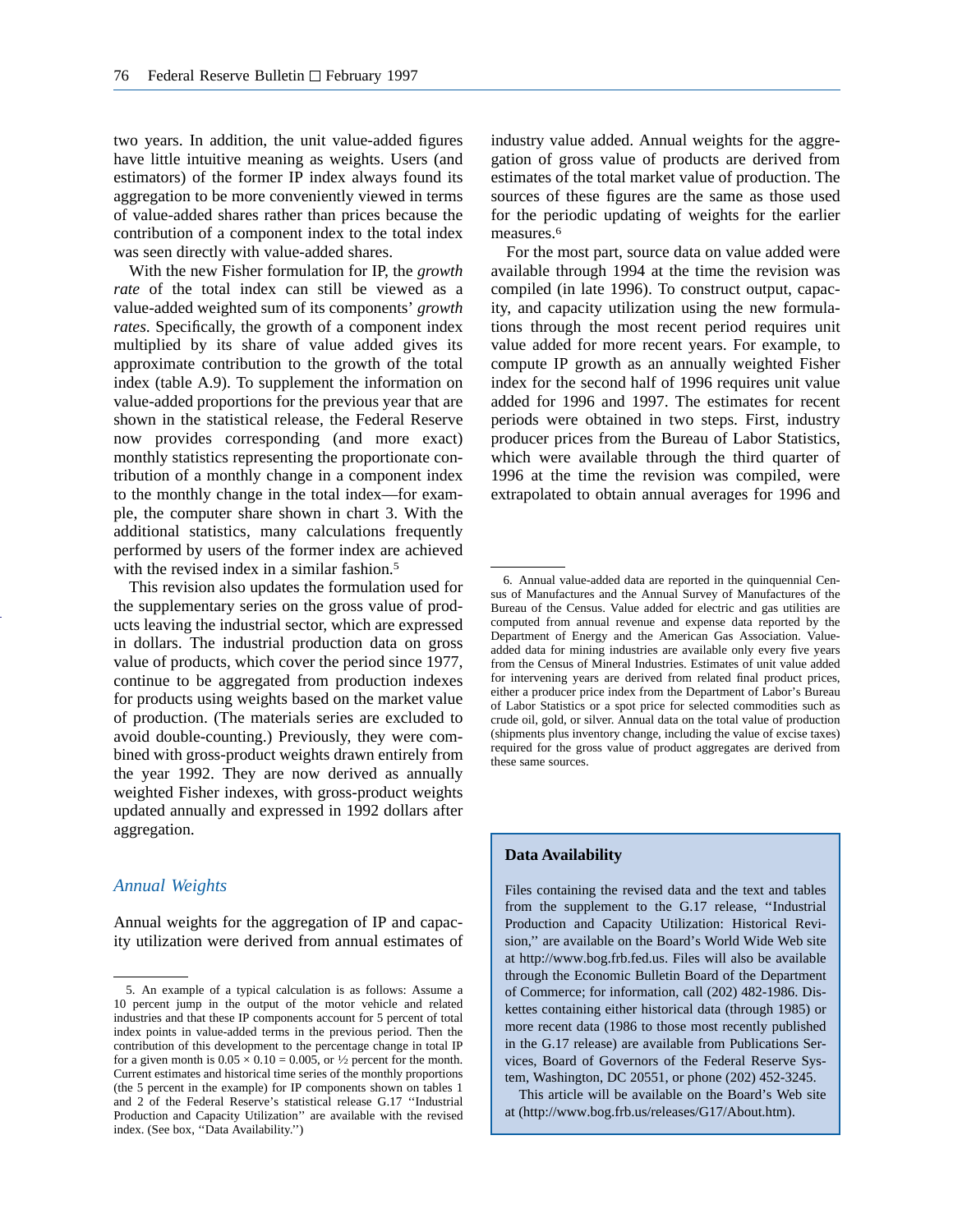two years. In addition, the unit value-added figures have little intuitive meaning as weights. Users (and estimators) of the former IP index always found its aggregation to be more conveniently viewed in terms of value-added shares rather than prices because the contribution of a component index to the total index was seen directly with value-added shares.

With the new Fisher formulation for IP, the *growth rate* of the total index can still be viewed as a value-added weighted sum of its components' *growth rates*. Specifically, the growth of a component index multiplied by its share of value added gives its approximate contribution to the growth of the total index (table A.9). To supplement the information on value-added proportions for the previous year that are shown in the statistical release, the Federal Reserve now provides corresponding (and more exact) monthly statistics representing the proportionate contribution of a monthly change in a component index to the monthly change in the total index—for example, the computer share shown in chart 3. With the additional statistics, many calculations frequently performed by users of the former index are achieved with the revised index in a similar fashion.[5]

This revision also updates the formulation used for the supplementary series on the gross value of products leaving the industrial sector, which are expressed in dollars. The industrial production data on gross value of products, which cover the period since 1977, continue to be aggregated from production indexes for products using weights based on the market value of production. (The materials series are excluded to avoid double-counting.) Previously, they were combined with gross-product weights drawn entirely from the year 1992. They are now derived as annually weighted Fisher indexes, with gross-product weights updated annually and expressed in 1992 dollars after aggregation.

## *Annual Weights*

Annual weights for the aggregation of IP and capacity utilization were derived from annual estimates of industry value added. Annual weights for the aggregation of gross value of products are derived from estimates of the total market value of production. The sources of these figures are the same as those used for the periodic updating of weights for the earlier measures.[6]

For the most part, source data on value added were available through 1994 at the time the revision was compiled (in late 1996). To construct output, capacity, and capacity utilization using the new formulations through the most recent period requires unit value added for more recent years. For example, to compute IP growth as an annually weighted Fisher index for the second half of 1996 requires unit value added for 1996 and 1997. The estimates for recent periods were obtained in two steps. First, industry producer prices from the Bureau of Labor Statistics, which were available through the third quarter of 1996 at the time the revision was compiled, were extrapolated to obtain annual averages for 1996 and

---

5. An example of a typical calculation is as follows: Assume a 10 percent jump in the output of the motor vehicle and related industries and that these IP components account for 5 percent of total index points in value-added terms in the previous period. Then the contribution of this development to the percentage change in total IP for a given month is $0.05 \times 0.10 = 0.005$, or ½ percent for the month. Current estimates and historical time series of the monthly proportions (the 5 percent in the example) for IP components shown on tables 1 and 2 of the Federal Reserve's statistical release G.17 "Industrial Production and Capacity Utilization" are available with the revised index. (See box, "Data Availability.")

6. Annual value-added data are reported in the quinquennial Census of Manufactures and the Annual Survey of Manufactures of the Bureau of the Census. Value added for electric and gas utilities are computed from annual revenue and expense data reported by the Department of Energy and the American Gas Association. Value-added data for mining industries are available only every five years from the Census of Mineral Industries. Estimates of unit value added for intervening years are derived from related final product prices, either a producer price index from the Department of Labor's Bureau of Labor Statistics or a spot price for selected commodities such as crude oil, gold, or silver. Annual data on the total value of production (shipments plus inventory change, including the value of excise taxes) required for the gross value of product aggregates are derived from these same sources.

---

**Data Availability**

Files containing the revised data and the text and tables from the supplement to the G.17 release, "Industrial Production and Capacity Utilization: Historical Revision," are available on the Board's World Wide Web site at http://www.bog.frb.fed.us. Files will also be available through the Economic Bulletin Board of the Department of Commerce; for information, call (202) 482-1986. Diskettes containing either historical data (through 1985) or more recent data (1986 to those most recently published in the G.17 release) are available from Publications Services, Board of Governors of the Federal Reserve System, Washington, DC 20551, or phone (202) 452-3245.

This article will be available on the Board's Web site at (http://www.bog.frb.us/releases/G17/About.htm).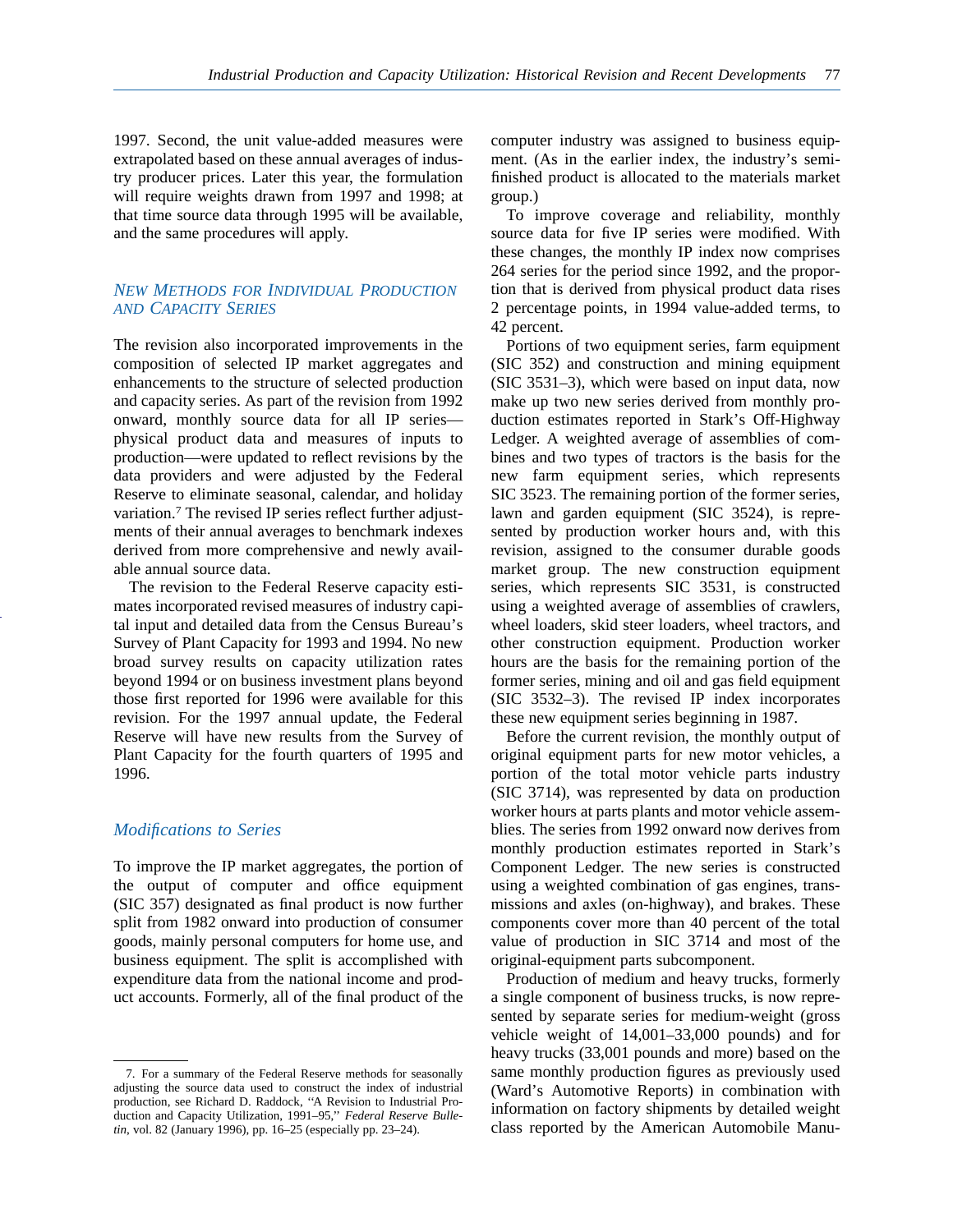1997. Second, the unit value-added measures were extrapolated based on these annual averages of industry producer prices. Later this year, the formulation will require weights drawn from 1997 and 1998; at that time source data through 1995 will be available, and the same procedures will apply.

## New Methods for Individual Production and Capacity Series

The revision also incorporated improvements in the composition of selected IP market aggregates and enhancements to the structure of selected production and capacity series. As part of the revision from 1992 onward, monthly source data for all IP series—physical product data and measures of inputs to production—were updated to reflect revisions by the data providers and were adjusted by the Federal Reserve to eliminate seasonal, calendar, and holiday variation.[7] The revised IP series reflect further adjustments of their annual averages to benchmark indexes derived from more comprehensive and newly available annual source data.

The revision to the Federal Reserve capacity estimates incorporated revised measures of industry capital input and detailed data from the Census Bureau's Survey of Plant Capacity for 1993 and 1994. No new broad survey results on capacity utilization rates beyond 1994 or on business investment plans beyond those first reported for 1996 were available for this revision. For the 1997 annual update, the Federal Reserve will have new results from the Survey of Plant Capacity for the fourth quarters of 1995 and 1996.

### *Modifications to Series*

To improve the IP market aggregates, the portion of the output of computer and office equipment (SIC 357) designated as final product is now further split from 1982 onward into production of consumer goods, mainly personal computers for home use, and business equipment. The split is accomplished with expenditure data from the national income and product accounts. Formerly, all of the final product of the computer industry was assigned to business equipment. (As in the earlier index, the industry's semifinished product is allocated to the materials market group.)

To improve coverage and reliability, monthly source data for five IP series were modified. With these changes, the monthly IP index now comprises 264 series for the period since 1992, and the proportion that is derived from physical product data rises 2 percentage points, in 1994 value-added terms, to 42 percent.

Portions of two equipment series, farm equipment (SIC 352) and construction and mining equipment (SIC 3531–3), which were based on input data, now make up two new series derived from monthly production estimates reported in Stark's Off-Highway Ledger. A weighted average of assemblies of combines and two types of tractors is the basis for the new farm equipment series, which represents SIC 3523. The remaining portion of the former series, lawn and garden equipment (SIC 3524), is represented by production worker hours and, with this revision, assigned to the consumer durable goods market group. The new construction equipment series, which represents SIC 3531, is constructed using a weighted average of assemblies of crawlers, wheel loaders, skid steer loaders, wheel tractors, and other construction equipment. Production worker hours are the basis for the remaining portion of the former series, mining and oil and gas field equipment (SIC 3532–3). The revised IP index incorporates these new equipment series beginning in 1987.

Before the current revision, the monthly output of original equipment parts for new motor vehicles, a portion of the total motor vehicle parts industry (SIC 3714), was represented by data on production worker hours at parts plants and motor vehicle assemblies. The series from 1992 onward now derives from monthly production estimates reported in Stark's Component Ledger. The new series is constructed using a weighted combination of gas engines, transmissions and axles (on-highway), and brakes. These components cover more than 40 percent of the total value of production in SIC 3714 and most of the original-equipment parts subcomponent.

Production of medium and heavy trucks, formerly a single component of business trucks, is now represented by separate series for medium-weight (gross vehicle weight of 14,001–33,000 pounds) and for heavy trucks (33,001 pounds and more) based on the same monthly production figures as previously used (Ward's Automotive Reports) in combination with information on factory shipments by detailed weight class reported by the American Automobile Manu-

---

7. For a summary of the Federal Reserve methods for seasonally adjusting the source data used to construct the index of industrial production, see Richard D. Raddock, "A Revision to Industrial Production and Capacity Utilization, 1991–95," *Federal Reserve Bulletin*, vol. 82 (January 1996), pp. 16–25 (especially pp. 23–24).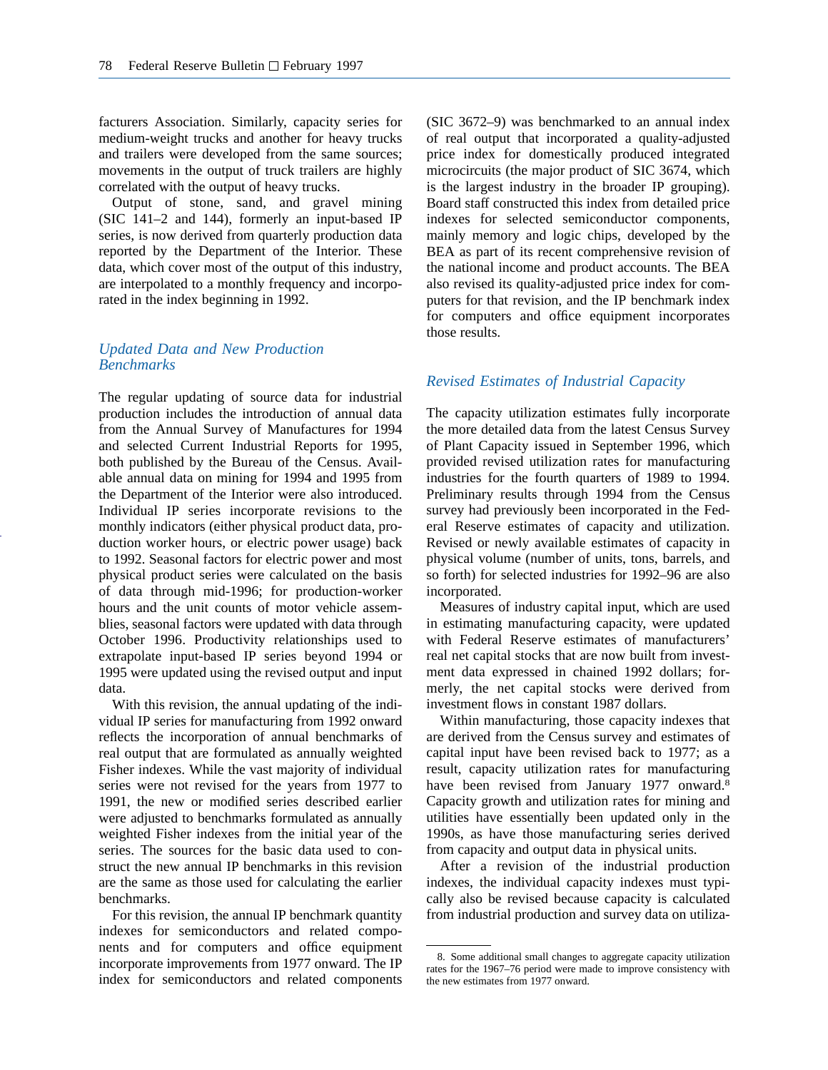facturers Association. Similarly, capacity series for medium-weight trucks and another for heavy trucks and trailers were developed from the same sources; movements in the output of truck trailers are highly correlated with the output of heavy trucks.

Output of stone, sand, and gravel mining (SIC 141–2 and 144), formerly an input-based IP series, is now derived from quarterly production data reported by the Department of the Interior. These data, which cover most of the output of this industry, are interpolated to a monthly frequency and incorporated in the index beginning in 1992.

### *Updated Data and New Production Benchmarks*

The regular updating of source data for industrial production includes the introduction of annual data from the Annual Survey of Manufactures for 1994 and selected Current Industrial Reports for 1995, both published by the Bureau of the Census. Available annual data on mining for 1994 and 1995 from the Department of the Interior were also introduced. Individual IP series incorporate revisions to the monthly indicators (either physical product data, production worker hours, or electric power usage) back to 1992. Seasonal factors for electric power and most physical product series were calculated on the basis of data through mid-1996; for production-worker hours and the unit counts of motor vehicle assemblies, seasonal factors were updated with data through October 1996. Productivity relationships used to extrapolate input-based IP series beyond 1994 or 1995 were updated using the revised output and input data.

With this revision, the annual updating of the individual IP series for manufacturing from 1992 onward reflects the incorporation of annual benchmarks of real output that are formulated as annually weighted Fisher indexes. While the vast majority of individual series were not revised for the years from 1977 to 1991, the new or modified series described earlier were adjusted to benchmarks formulated as annually weighted Fisher indexes from the initial year of the series. The sources for the basic data used to construct the new annual IP benchmarks in this revision are the same as those used for calculating the earlier benchmarks.

For this revision, the annual IP benchmark quantity indexes for semiconductors and related components and for computers and office equipment incorporate improvements from 1977 onward. The IP index for semiconductors and related components (SIC 3672–9) was benchmarked to an annual index of real output that incorporated a quality-adjusted price index for domestically produced integrated microcircuits (the major product of SIC 3674, which is the largest industry in the broader IP grouping). Board staff constructed this index from detailed price indexes for selected semiconductor components, mainly memory and logic chips, developed by the BEA as part of its recent comprehensive revision of the national income and product accounts. The BEA also revised its quality-adjusted price index for computers for that revision, and the IP benchmark index for computers and office equipment incorporates those results.

### *Revised Estimates of Industrial Capacity*

The capacity utilization estimates fully incorporate the more detailed data from the latest Census Survey of Plant Capacity issued in September 1996, which provided revised utilization rates for manufacturing industries for the fourth quarters of 1989 to 1994. Preliminary results through 1994 from the Census survey had previously been incorporated in the Federal Reserve estimates of capacity and utilization. Revised or newly available estimates of capacity in physical volume (number of units, tons, barrels, and so forth) for selected industries for 1992–96 are also incorporated.

Measures of industry capital input, which are used in estimating manufacturing capacity, were updated with Federal Reserve estimates of manufacturers' real net capital stocks that are now built from investment data expressed in chained 1992 dollars; formerly, the net capital stocks were derived from investment flows in constant 1987 dollars.

Within manufacturing, those capacity indexes that are derived from the Census survey and estimates of capital input have been revised back to 1977; as a result, capacity utilization rates for manufacturing have been revised from January 1977 onward.[8] Capacity growth and utilization rates for mining and utilities have essentially been updated only in the 1990s, as have those manufacturing series derived from capacity and output data in physical units.

After a revision of the industrial production indexes, the individual capacity indexes must typically also be revised because capacity is calculated from industrial production and survey data on utiliza-

---

8. Some additional small changes to aggregate capacity utilization rates for the 1967–76 period were made to improve consistency with the new estimates from 1977 onward.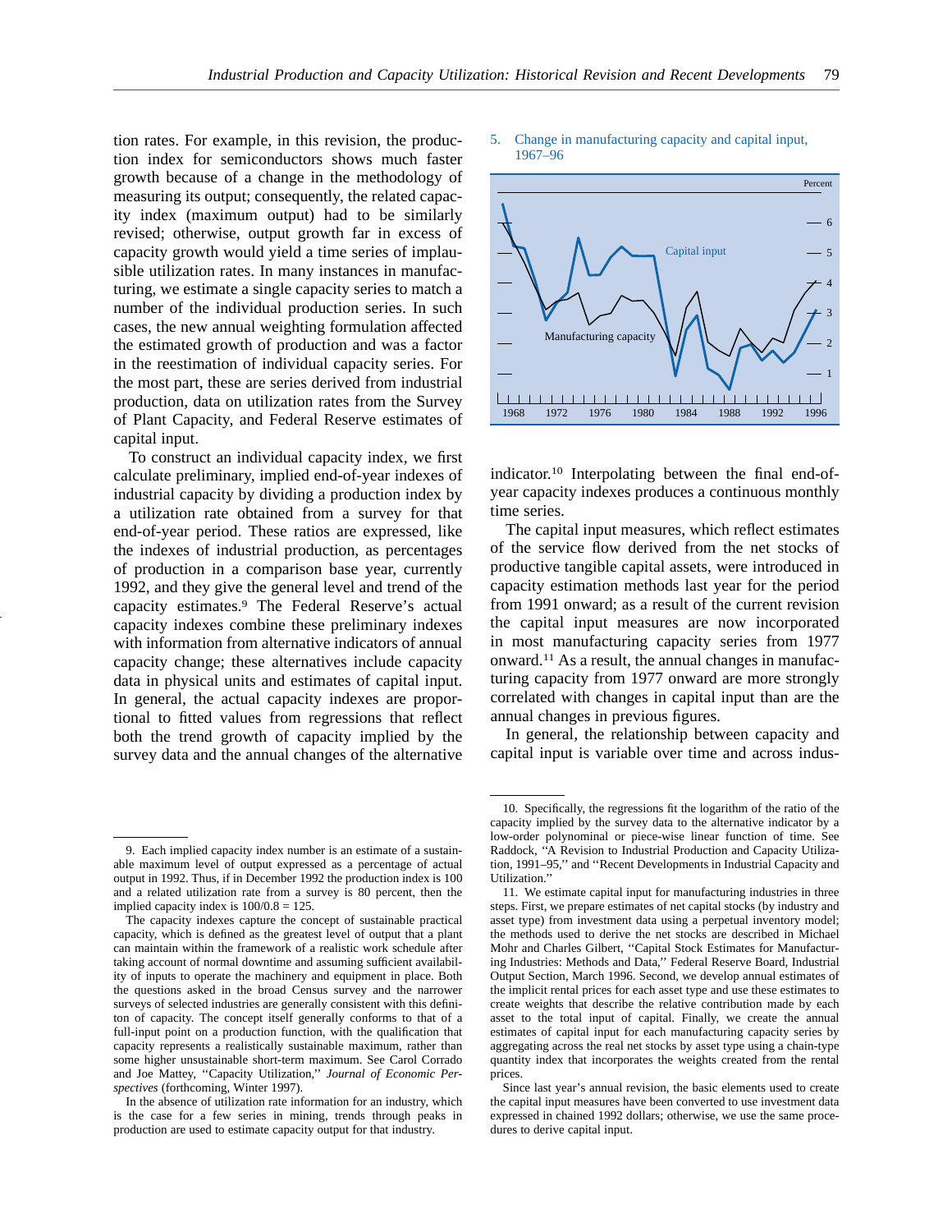tion rates. For example, in this revision, the production index for semiconductors shows much faster growth because of a change in the methodology of measuring its output; consequently, the related capacity index (maximum output) had to be similarly revised; otherwise, output growth far in excess of capacity growth would yield a time series of implausible utilization rates. In many instances in manufacturing, we estimate a single capacity series to match a number of the individual production series. In such cases, the new annual weighting formulation affected the estimated growth of production and was a factor in the reestimation of individual capacity series. For the most part, these are series derived from industrial production, data on utilization rates from the Survey of Plant Capacity, and Federal Reserve estimates of capital input.

To construct an individual capacity index, we first calculate preliminary, implied end-of-year indexes of industrial capacity by dividing a production index by a utilization rate obtained from a survey for that end-of-year period. These ratios are expressed, like the indexes of industrial production, as percentages of production in a comparison base year, currently 1992, and they give the general level and trend of the capacity estimates.[9] The Federal Reserve's actual capacity indexes combine these preliminary indexes with information from alternative indicators of annual capacity change; these alternatives include capacity data in physical units and estimates of capital input. In general, the actual capacity indexes are proportional to fitted values from regressions that reflect both the trend growth of capacity implied by the survey data and the annual changes of the alternative indicator.[10] Interpolating between the final end-of-year capacity indexes produces a continuous monthly time series.

5. Change in manufacturing capacity and capital input, 1967–96

The capital input measures, which reflect estimates of the service flow derived from the net stocks of productive tangible capital assets, were introduced in capacity estimation methods last year for the period from 1991 onward; as a result of the current revision the capital input measures are now incorporated in most manufacturing capacity series from 1977 onward.[11] As a result, the annual changes in manufacturing capacity from 1977 onward are more strongly correlated with changes in capital input than are the annual changes in previous figures.

In general, the relationship between capacity and capital input is variable over time and across indus-

---

9. Each implied capacity index number is an estimate of a sustainable maximum level of output expressed as a percentage of actual output in 1992. Thus, if in December 1992 the production index is 100 and a related utilization rate from a survey is 80 percent, then the implied capacity index is 100/0.8 = 125.

The capacity indexes capture the concept of sustainable practical capacity, which is defined as the greatest level of output that a plant can maintain within the framework of a realistic work schedule after taking account of normal downtime and assuming sufficient availability of inputs to operate the machinery and equipment in place. Both the questions asked in the broad Census survey and the narrower surveys of selected industries are generally consistent with this definiton of capacity. The concept itself generally conforms to that of a full-input point on a production function, with the qualification that capacity represents a realistically sustainable maximum, rather than some higher unsustainable short-term maximum. See Carol Corrado and Joe Mattey, ''Capacity Utilization,'' *Journal of Economic Perspectives* (forthcoming, Winter 1997).

In the absence of utilization rate information for an industry, which is the case for a few series in mining, trends through peaks in production are used to estimate capacity output for that industry.

10. Specifically, the regressions fit the logarithm of the ratio of the capacity implied by the survey data to the alternative indicator by a low-order polynominal or piece-wise linear function of time. See Raddock, ''A Revision to Industrial Production and Capacity Utilization, 1991–95,'' and ''Recent Developments in Industrial Capacity and Utilization.''

11. We estimate capital input for manufacturing industries in three steps. First, we prepare estimates of net capital stocks (by industry and asset type) from investment data using a perpetual inventory model; the methods used to derive the net stocks are described in Michael Mohr and Charles Gilbert, ''Capital Stock Estimates for Manufacturing Industries: Methods and Data,'' Federal Reserve Board, Industrial Output Section, March 1996. Second, we develop annual estimates of the implicit rental prices for each asset type and use these estimates to create weights that describe the relative contribution made by each asset to the total input of capital. Finally, we create the annual estimates of capital input for each manufacturing capacity series by aggregating across the real net stocks by asset type using a chain-type quantity index that incorporates the weights created from the rental prices.

Since last year's annual revision, the basic elements used to create the capital input measures have been converted to use investment data expressed in chained 1992 dollars; otherwise, we use the same procedures to derive capital input.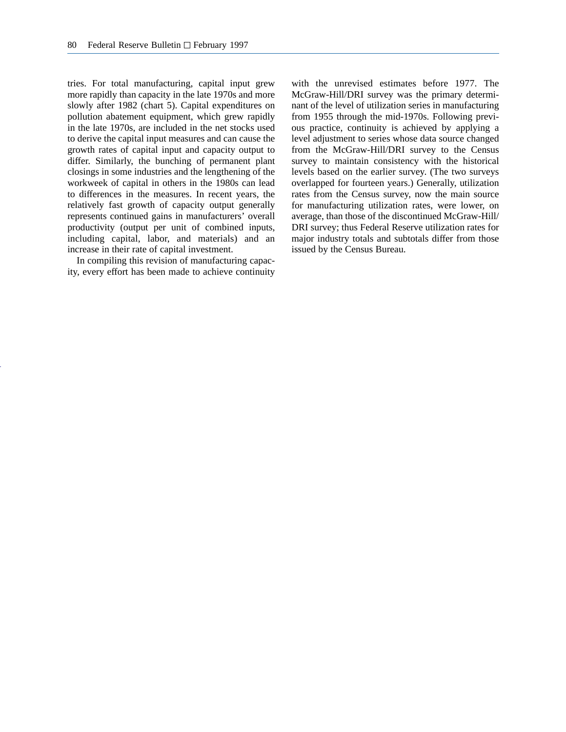tries. For total manufacturing, capital input grew more rapidly than capacity in the late 1970s and more slowly after 1982 (chart 5). Capital expenditures on pollution abatement equipment, which grew rapidly in the late 1970s, are included in the net stocks used to derive the capital input measures and can cause the growth rates of capital input and capacity output to differ. Similarly, the bunching of permanent plant closings in some industries and the lengthening of the workweek of capital in others in the 1980s can lead to differences in the measures. In recent years, the relatively fast growth of capacity output generally represents continued gains in manufacturers' overall productivity (output per unit of combined inputs, including capital, labor, and materials) and an increase in their rate of capital investment.

In compiling this revision of manufacturing capacity, every effort has been made to achieve continuity with the unrevised estimates before 1977. The McGraw-Hill/DRI survey was the primary determinant of the level of utilization series in manufacturing from 1955 through the mid-1970s. Following previous practice, continuity is achieved by applying a level adjustment to series whose data source changed from the McGraw-Hill/DRI survey to the Census survey to maintain consistency with the historical levels based on the earlier survey. (The two surveys overlapped for fourteen years.) Generally, utilization rates from the Census survey, now the main source for manufacturing utilization rates, were lower, on average, than those of the discontinued McGraw-Hill/DRI survey; thus Federal Reserve utilization rates for major industry totals and subtotals differ from those issued by the Census Bureau.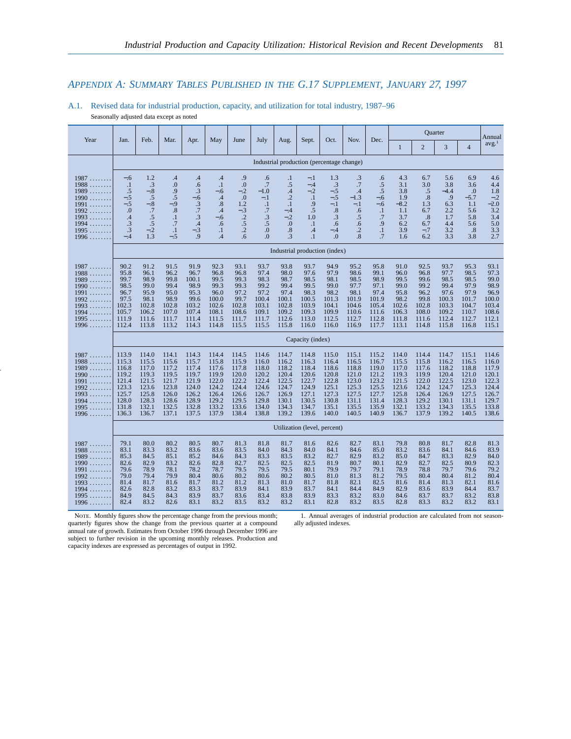## APPENDIX A: SUMMARY TABLES PUBLISHED IN THE G.17 SUPPLEMENT, JANUARY 27, 1997

### A.1. Revised data for industrial production, capacity, and utilization for total industry, 1987–96

Seasonally adjusted data except as noted

| Year | Jan. | Feb. | Mar. | Apr. | May | June | July | Aug. | Sept. | Oct. | Nov. | Dec. | Quarter 1 | Quarter 2 | Quarter 3 | Quarter 4 | Annual avg.[1] |
|---|---|---|---|---|---|---|---|---|---|---|---|---|---|---|---|---|---|
| | **Industrial production (percentage change)** | | | | | | | | | | | | | | | | |
| 1987 | −.6 | 1.2 | .4 | .4 | .4 | .9 | .6 | .1 | −.1 | 1.3 | .3 | .6 | 4.3 | 6.7 | 5.6 | 6.9 | 4.6 |
| 1988 | .1 | .3 | .0 | .6 | .1 | .0 | .7 | .5 | −.4 | .3 | .7 | .5 | 3.1 | 3.0 | 3.8 | 3.6 | 4.4 |
| 1989 | .5 | −.8 | .9 | .3 | −.6 | −.2 | −1.0 | .4 | −.2 | −.5 | .4 | .5 | 3.8 | .5 | −4.4 | .0 | 1.8 |
| 1990 | −.5 | .5 | .5 | −.6 | .4 | .0 | −.1 | .2 | .1 | −.5 | −1.3 | −.6 | 1.9 | .8 | .9 | −5.7 | −.2 |
| 1991 | −.5 | −.8 | −.9 | .3 | .8 | 1.2 | .1 | .1 | .9 | −.1 | −.1 | −.6 | −8.2 | 1.3 | 6.3 | 1.1 | −2.0 |
| 1992 | .0 | .7 | .8 | .7 | .4 | −.3 | .7 | −.4 | .5 | .8 | .6 | .1 | 1.1 | 6.7 | 2.2 | 5.6 | 3.2 |
| 1993 | .4 | .5 | .1 | .3 | −.6 | .2 | .3 | −.2 | 1.0 | .3 | .5 | .7 | 3.7 | .8 | 1.7 | 5.8 | 3.4 |
| 1994 | .3 | .5 | .7 | .4 | .6 | .5 | .5 | .0 | .1 | .6 | .6 | .9 | 6.2 | 6.7 | 4.4 | 5.6 | 5.0 |
| 1995 | .3 | −.2 | .1 | −.3 | .1 | .2 | .0 | .8 | .4 | −.4 | .2 | .1 | 3.9 | −.7 | 3.2 | .8 | 3.3 |
| 1996 | −.4 | 1.3 | −.5 | .9 | .4 | .6 | .0 | .3 | .1 | .0 | .8 | .7 | 1.6 | 6.2 | 3.3 | 3.8 | 2.7 |
| | **Industrial production (index)** | | | | | | | | | | | | | | | | |
| 1987 | 90.2 | 91.2 | 91.5 | 91.9 | 92.3 | 93.1 | 93.7 | 93.8 | 93.7 | 94.9 | 95.2 | 95.8 | 91.0 | 92.5 | 93.7 | 95.3 | 93.1 |
| 1988 | 95.8 | 96.1 | 96.2 | 96.7 | 96.8 | 96.8 | 97.4 | 98.0 | 97.6 | 97.9 | 98.6 | 99.1 | 96.0 | 96.8 | 97.7 | 98.5 | 97.3 |
| 1989 | 99.7 | 98.9 | 99.8 | 100.1 | 99.5 | 99.3 | 98.3 | 98.7 | 98.5 | 98.1 | 98.5 | 98.9 | 99.5 | 99.6 | 98.5 | 98.5 | 99.0 |
| 1990 | 98.5 | 99.0 | 99.4 | 98.9 | 99.3 | 99.3 | 99.2 | 99.4 | 99.5 | 99.0 | 97.7 | 97.1 | 99.0 | 99.2 | 99.4 | 97.9 | 98.9 |
| 1991 | 96.7 | 95.9 | 95.0 | 95.3 | 96.0 | 97.2 | 97.2 | 97.4 | 98.3 | 98.2 | 98.1 | 97.4 | 95.8 | 96.2 | 97.6 | 97.9 | 96.9 |
| 1992 | 97.5 | 98.1 | 98.9 | 99.6 | 100.0 | 99.7 | 100.4 | 100.1 | 100.5 | 101.3 | 101.9 | 101.9 | 98.2 | 99.8 | 100.3 | 101.7 | 100.0 |
| 1993 | 102.3 | 102.8 | 102.8 | 103.2 | 102.6 | 102.8 | 103.1 | 102.8 | 103.9 | 104.1 | 104.6 | 105.4 | 102.6 | 102.8 | 103.3 | 104.7 | 103.4 |
| 1994 | 105.7 | 106.2 | 107.0 | 107.4 | 108.1 | 108.6 | 109.1 | 109.2 | 109.3 | 109.9 | 110.6 | 111.6 | 106.3 | 108.0 | 109.2 | 110.7 | 108.6 |
| 1995 | 111.9 | 111.6 | 111.7 | 111.4 | 111.5 | 111.7 | 111.7 | 112.6 | 113.0 | 112.5 | 112.7 | 112.8 | 111.8 | 111.6 | 112.4 | 112.7 | 112.1 |
| 1996 | 112.4 | 113.8 | 113.2 | 114.3 | 114.8 | 115.5 | 115.5 | 115.8 | 116.0 | 116.0 | 116.9 | 117.7 | 113.1 | 114.8 | 115.8 | 116.8 | 115.1 |
| | **Capacity (index)** | | | | | | | | | | | | | | | | |
| 1987 | 113.9 | 114.0 | 114.1 | 114.3 | 114.4 | 114.5 | 114.6 | 114.7 | 114.8 | 115.0 | 115.1 | 115.2 | 114.0 | 114.4 | 114.7 | 115.1 | 114.6 |
| 1988 | 115.3 | 115.5 | 115.6 | 115.7 | 115.8 | 115.9 | 116.0 | 116.2 | 116.3 | 116.4 | 116.5 | 116.7 | 115.5 | 115.8 | 116.2 | 116.5 | 116.0 |
| 1989 | 116.8 | 117.0 | 117.2 | 117.4 | 117.6 | 117.8 | 118.0 | 118.2 | 118.4 | 118.6 | 118.8 | 119.0 | 117.0 | 117.6 | 118.2 | 118.8 | 117.9 |
| 1990 | 119.2 | 119.3 | 119.5 | 119.7 | 119.9 | 120.0 | 120.2 | 120.4 | 120.6 | 120.8 | 121.0 | 121.2 | 119.3 | 119.9 | 120.4 | 121.0 | 120.1 |
| 1991 | 121.4 | 121.5 | 121.7 | 121.9 | 122.0 | 122.2 | 122.4 | 122.5 | 122.7 | 122.8 | 123.0 | 123.2 | 121.5 | 122.0 | 122.5 | 123.0 | 122.3 |
| 1992 | 123.3 | 123.6 | 123.8 | 124.0 | 124.2 | 124.4 | 124.6 | 124.7 | 124.9 | 125.1 | 125.3 | 125.5 | 123.6 | 124.2 | 124.7 | 125.3 | 124.4 |
| 1993 | 125.7 | 125.8 | 126.0 | 126.2 | 126.4 | 126.6 | 126.7 | 126.9 | 127.1 | 127.3 | 127.5 | 127.7 | 125.8 | 126.4 | 126.9 | 127.5 | 126.7 |
| 1994 | 128.0 | 128.3 | 128.6 | 128.9 | 129.2 | 129.5 | 129.8 | 130.1 | 130.5 | 130.8 | 131.1 | 131.4 | 128.3 | 129.2 | 130.1 | 131.1 | 129.7 |
| 1995 | 131.8 | 132.1 | 132.5 | 132.8 | 133.2 | 133.6 | 134.0 | 134.3 | 134.7 | 135.1 | 135.5 | 135.9 | 132.1 | 133.2 | 134.3 | 135.5 | 133.8 |
| 1996 | 136.3 | 136.7 | 137.1 | 137.5 | 137.9 | 138.4 | 138.8 | 139.2 | 139.6 | 140.0 | 140.5 | 140.9 | 136.7 | 137.9 | 139.2 | 140.5 | 138.6 |
| | **Utilization (level, percent)** | | | | | | | | | | | | | | | | |
| 1987 | 79.1 | 80.0 | 80.2 | 80.5 | 80.7 | 81.3 | 81.8 | 81.7 | 81.6 | 82.6 | 82.7 | 83.1 | 79.8 | 80.8 | 81.7 | 82.8 | 81.3 |
| 1988 | 83.1 | 83.3 | 83.2 | 83.6 | 83.6 | 83.5 | 84.0 | 84.3 | 84.0 | 84.1 | 84.6 | 85.0 | 83.2 | 83.6 | 84.1 | 84.6 | 83.9 |
| 1989 | 85.3 | 84.5 | 85.1 | 85.2 | 84.6 | 84.3 | 83.3 | 83.5 | 83.2 | 82.7 | 82.9 | 83.2 | 85.0 | 84.7 | 83.3 | 82.9 | 84.0 |
| 1990 | 82.6 | 82.9 | 83.2 | 82.6 | 82.8 | 82.7 | 82.5 | 82.5 | 82.5 | 81.9 | 80.7 | 80.1 | 82.9 | 82.7 | 82.5 | 80.9 | 82.3 |
| 1991 | 79.6 | 78.9 | 78.1 | 78.2 | 78.7 | 79.5 | 79.5 | 79.5 | 80.1 | 79.9 | 79.7 | 79.1 | 78.9 | 78.8 | 79.7 | 79.6 | 79.2 |
| 1992 | 79.0 | 79.4 | 79.9 | 80.4 | 80.6 | 80.2 | 80.6 | 80.2 | 80.5 | 81.0 | 81.3 | 81.2 | 79.5 | 80.4 | 80.4 | 81.2 | 80.4 |
| 1993 | 81.4 | 81.7 | 81.6 | 81.7 | 81.2 | 81.2 | 81.3 | 81.0 | 81.7 | 81.8 | 82.1 | 82.5 | 81.6 | 81.4 | 81.3 | 82.1 | 81.6 |
| 1994 | 82.6 | 82.8 | 83.2 | 83.3 | 83.7 | 83.9 | 84.1 | 83.9 | 83.7 | 84.1 | 84.4 | 84.9 | 82.9 | 83.6 | 83.9 | 84.4 | 83.7 |
| 1995 | 84.9 | 84.5 | 84.3 | 83.9 | 83.7 | 83.6 | 83.4 | 83.8 | 83.9 | 83.3 | 83.2 | 83.0 | 84.6 | 83.7 | 83.7 | 83.2 | 83.8 |
| 1996 | 82.4 | 83.2 | 82.6 | 83.1 | 83.2 | 83.5 | 83.2 | 83.2 | 83.1 | 82.8 | 83.2 | 83.5 | 82.8 | 83.3 | 83.2 | 83.2 | 83.1 |

NOTE. Monthly figures show the percentage change from the previous month; quarterly figures show the change from the previous quarter at a compound annual rate of growth. Estimates from October 1996 through December 1996 are subject to further revision in the upcoming monthly releases. Production and capacity indexes are expressed as percentages of output in 1992.

1. Annual averages of industrial production are calculated from not seasonally adjusted indexes.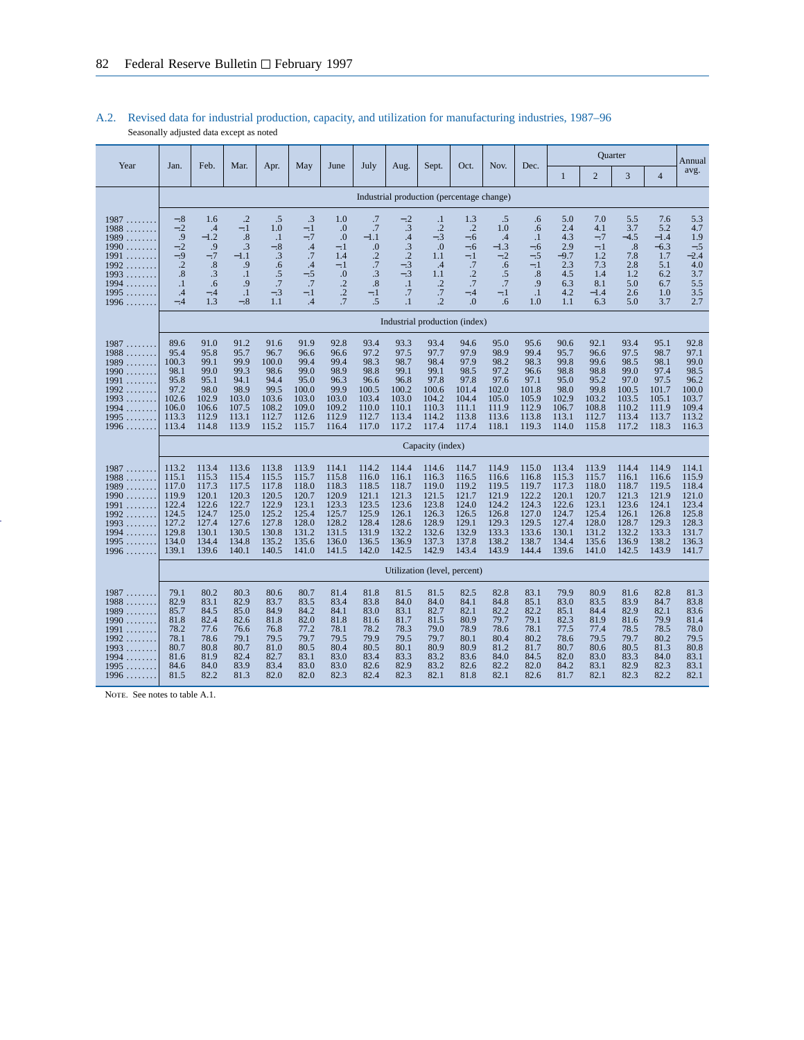## A.2. Revised data for industrial production, capacity, and utilization for manufacturing industries, 1987–96

Seasonally adjusted data except as noted

| Year | Jan. | Feb. | Mar. | Apr. | May | June | July | Aug. | Sept. | Oct. | Nov. | Dec. | Quarter 1 | Quarter 2 | Quarter 3 | Quarter 4 | Annual avg. |
|---|---|---|---|---|---|---|---|---|---|---|---|---|---|---|---|---|---|
| **Industrial production (percentage change)** | | | | | | | | | | | | | | | | | |
| 1987 | −.8 | 1.6 | .2 | .5 | .3 | 1.0 | .7 | −.2 | .1 | 1.3 | .5 | .6 | 5.0 | 7.0 | 5.5 | 7.6 | 5.3 |
| 1988 | −.2 | .4 | −.1 | 1.0 | −.1 | .0 | .7 | .3 | .2 | .2 | 1.0 | .6 | 2.4 | 4.1 | 3.7 | 5.2 | 4.7 |
| 1989 | .9 | −1.2 | .8 | .1 | −.7 | .0 | −1.1 | .4 | −.3 | −.6 | .4 | .1 | 4.3 | −.7 | −4.5 | −1.4 | 1.9 |
| 1990 | −.2 | .9 | .3 | −.8 | .4 | −.1 | .0 | .3 | .0 | −.6 | −1.3 | −.6 | 2.9 | −.1 | .8 | −6.3 | −.5 |
| 1991 | −.9 | −.7 | −1.1 | .3 | .7 | 1.4 | .2 | .2 | 1.1 | −.1 | −.2 | −.5 | −9.7 | 1.2 | 7.8 | 1.7 | −2.4 |
| 1992 | .2 | .8 | .9 | .6 | .4 | −.1 | .7 | −.3 | .4 | .7 | .6 | −.1 | 2.3 | 7.3 | 2.8 | 5.1 | 4.0 |
| 1993 | .8 | .3 | .1 | .5 | −.5 | .0 | .3 | −.3 | 1.1 | .2 | .5 | .8 | 4.5 | 1.4 | 1.2 | 6.2 | 3.7 |
| 1994 | .1 | .6 | .9 | .7 | .7 | .2 | .8 | .1 | .2 | .7 | .7 | .9 | 6.3 | 8.1 | 5.0 | 6.7 | 5.5 |
| 1995 | .4 | −.4 | .1 | −.3 | −.1 | .2 | −.1 | .7 | .7 | −.4 | −.1 | .1 | 4.2 | −1.4 | 2.6 | 1.0 | 3.5 |
| 1996 | −.4 | 1.3 | −.8 | 1.1 | .4 | .7 | .5 | .1 | .2 | .0 | .6 | 1.0 | 1.1 | 6.3 | 5.0 | 3.7 | 2.7 |
| **Industrial production (index)** | | | | | | | | | | | | | | | | | |
| 1987 | 89.6 | 91.0 | 91.2 | 91.6 | 91.9 | 92.8 | 93.4 | 93.3 | 93.4 | 94.6 | 95.0 | 95.6 | 90.6 | 92.1 | 93.4 | 95.1 | 92.8 |
| 1988 | 95.4 | 95.8 | 95.7 | 96.7 | 96.6 | 96.6 | 97.2 | 97.5 | 97.7 | 97.9 | 98.9 | 99.4 | 95.7 | 96.6 | 97.5 | 98.7 | 97.1 |
| 1989 | 100.3 | 99.1 | 99.9 | 100.0 | 99.4 | 99.4 | 98.3 | 98.7 | 98.4 | 97.9 | 98.2 | 98.3 | 99.8 | 99.6 | 98.5 | 98.1 | 99.0 |
| 1990 | 98.1 | 99.0 | 99.3 | 98.6 | 99.0 | 98.9 | 98.8 | 99.1 | 99.1 | 98.5 | 97.2 | 96.6 | 98.8 | 98.8 | 99.0 | 97.4 | 98.5 |
| 1991 | 95.8 | 95.1 | 94.1 | 94.4 | 95.0 | 96.3 | 96.6 | 96.8 | 97.8 | 97.8 | 97.6 | 97.1 | 95.0 | 95.2 | 97.0 | 97.5 | 96.2 |
| 1992 | 97.2 | 98.0 | 98.9 | 99.5 | 100.0 | 99.9 | 100.5 | 100.2 | 100.6 | 101.4 | 102.0 | 101.8 | 98.0 | 99.8 | 100.5 | 101.7 | 100.0 |
| 1993 | 102.6 | 102.9 | 103.0 | 103.6 | 103.0 | 103.0 | 103.4 | 103.0 | 104.2 | 104.4 | 105.0 | 105.9 | 102.9 | 103.2 | 103.5 | 105.1 | 103.7 |
| 1994 | 106.0 | 106.6 | 107.5 | 108.2 | 109.0 | 109.2 | 110.0 | 110.1 | 110.3 | 111.1 | 111.9 | 112.9 | 106.7 | 108.8 | 110.2 | 111.9 | 109.4 |
| 1995 | 113.3 | 112.9 | 113.1 | 112.7 | 112.6 | 112.9 | 112.7 | 113.4 | 114.2 | 113.8 | 113.6 | 113.8 | 113.1 | 112.7 | 113.4 | 113.7 | 113.2 |
| 1996 | 113.4 | 114.8 | 113.9 | 115.2 | 115.7 | 116.4 | 117.0 | 117.2 | 117.4 | 117.4 | 118.1 | 119.3 | 114.0 | 115.8 | 117.2 | 118.3 | 116.3 |
| **Capacity (index)** | | | | | | | | | | | | | | | | | |
| 1987 | 113.2 | 113.4 | 113.6 | 113.8 | 113.9 | 114.1 | 114.2 | 114.4 | 114.6 | 114.7 | 114.9 | 115.0 | 113.4 | 113.9 | 114.4 | 114.9 | 114.1 |
| 1988 | 115.1 | 115.3 | 115.4 | 115.5 | 115.7 | 115.8 | 116.0 | 116.1 | 116.3 | 116.5 | 116.6 | 116.8 | 115.3 | 115.7 | 116.1 | 116.6 | 115.9 |
| 1989 | 117.0 | 117.3 | 117.5 | 117.8 | 118.0 | 118.3 | 118.5 | 118.7 | 119.0 | 119.2 | 119.5 | 119.7 | 117.3 | 118.0 | 118.7 | 119.5 | 118.4 |
| 1990 | 119.9 | 120.1 | 120.3 | 120.5 | 120.7 | 120.9 | 121.1 | 121.3 | 121.5 | 121.7 | 121.9 | 122.2 | 120.1 | 120.7 | 121.3 | 121.9 | 121.0 |
| 1991 | 122.4 | 122.6 | 122.7 | 122.9 | 123.1 | 123.3 | 123.5 | 123.6 | 123.8 | 124.0 | 124.2 | 124.3 | 122.6 | 123.1 | 123.6 | 124.1 | 123.4 |
| 1992 | 124.5 | 124.7 | 125.0 | 125.2 | 125.4 | 125.7 | 125.9 | 126.1 | 126.3 | 126.5 | 126.8 | 127.0 | 124.7 | 125.4 | 126.1 | 126.8 | 125.8 |
| 1993 | 127.2 | 127.4 | 127.6 | 127.8 | 128.0 | 128.2 | 128.4 | 128.6 | 128.9 | 129.1 | 129.3 | 129.5 | 127.4 | 128.0 | 128.7 | 129.3 | 128.3 |
| 1994 | 129.8 | 130.1 | 130.5 | 130.8 | 131.2 | 131.5 | 131.9 | 132.2 | 132.6 | 132.9 | 133.3 | 133.6 | 130.1 | 131.2 | 132.2 | 133.3 | 131.7 |
| 1995 | 134.0 | 134.4 | 134.8 | 135.2 | 135.6 | 136.0 | 136.5 | 136.9 | 137.3 | 137.8 | 138.2 | 138.7 | 134.4 | 135.6 | 136.9 | 138.2 | 136.3 |
| 1996 | 139.1 | 139.6 | 140.1 | 140.5 | 141.0 | 141.5 | 142.0 | 142.5 | 142.9 | 143.4 | 143.9 | 144.4 | 139.6 | 141.0 | 142.5 | 143.9 | 141.7 |
| **Utilization (level, percent)** | | | | | | | | | | | | | | | | | |
| 1987 | 79.1 | 80.2 | 80.3 | 80.6 | 80.7 | 81.4 | 81.8 | 81.5 | 81.5 | 82.5 | 82.8 | 83.1 | 79.9 | 80.9 | 81.6 | 82.8 | 81.3 |
| 1988 | 82.9 | 83.1 | 82.9 | 83.7 | 83.5 | 83.4 | 83.8 | 84.0 | 84.0 | 84.1 | 84.8 | 85.1 | 83.0 | 83.5 | 83.9 | 84.7 | 83.8 |
| 1989 | 85.7 | 84.5 | 85.0 | 84.9 | 84.2 | 84.1 | 83.0 | 83.1 | 82.7 | 82.1 | 82.2 | 82.2 | 85.1 | 84.4 | 82.9 | 82.1 | 83.6 |
| 1990 | 81.8 | 82.4 | 82.6 | 81.8 | 82.0 | 81.8 | 81.6 | 81.7 | 81.5 | 80.9 | 79.7 | 79.1 | 82.3 | 81.9 | 81.6 | 79.9 | 81.4 |
| 1991 | 78.2 | 77.6 | 76.6 | 76.8 | 77.2 | 78.1 | 78.2 | 78.3 | 79.0 | 78.9 | 78.6 | 78.1 | 77.5 | 77.4 | 78.5 | 78.5 | 78.0 |
| 1992 | 78.1 | 78.6 | 79.1 | 79.5 | 79.7 | 79.5 | 79.9 | 79.5 | 79.7 | 80.1 | 80.4 | 80.2 | 78.6 | 79.5 | 79.7 | 80.2 | 79.5 |
| 1993 | 80.7 | 80.8 | 80.7 | 81.0 | 80.5 | 80.4 | 80.5 | 80.1 | 80.9 | 80.9 | 81.2 | 81.7 | 80.7 | 80.6 | 80.5 | 81.3 | 80.8 |
| 1994 | 81.6 | 81.9 | 82.4 | 82.7 | 83.1 | 83.0 | 83.4 | 83.3 | 83.2 | 83.6 | 84.0 | 84.5 | 82.0 | 83.0 | 83.3 | 84.0 | 83.1 |
| 1995 | 84.6 | 84.0 | 83.9 | 83.4 | 83.0 | 83.0 | 82.6 | 82.9 | 83.2 | 82.6 | 82.2 | 82.0 | 84.2 | 83.1 | 82.9 | 82.3 | 83.1 |
| 1996 | 81.5 | 82.2 | 81.3 | 82.0 | 82.0 | 82.3 | 82.4 | 82.3 | 82.1 | 81.8 | 82.1 | 82.6 | 81.7 | 82.1 | 82.3 | 82.2 | 82.1 |

NOTE. See notes to table A.1.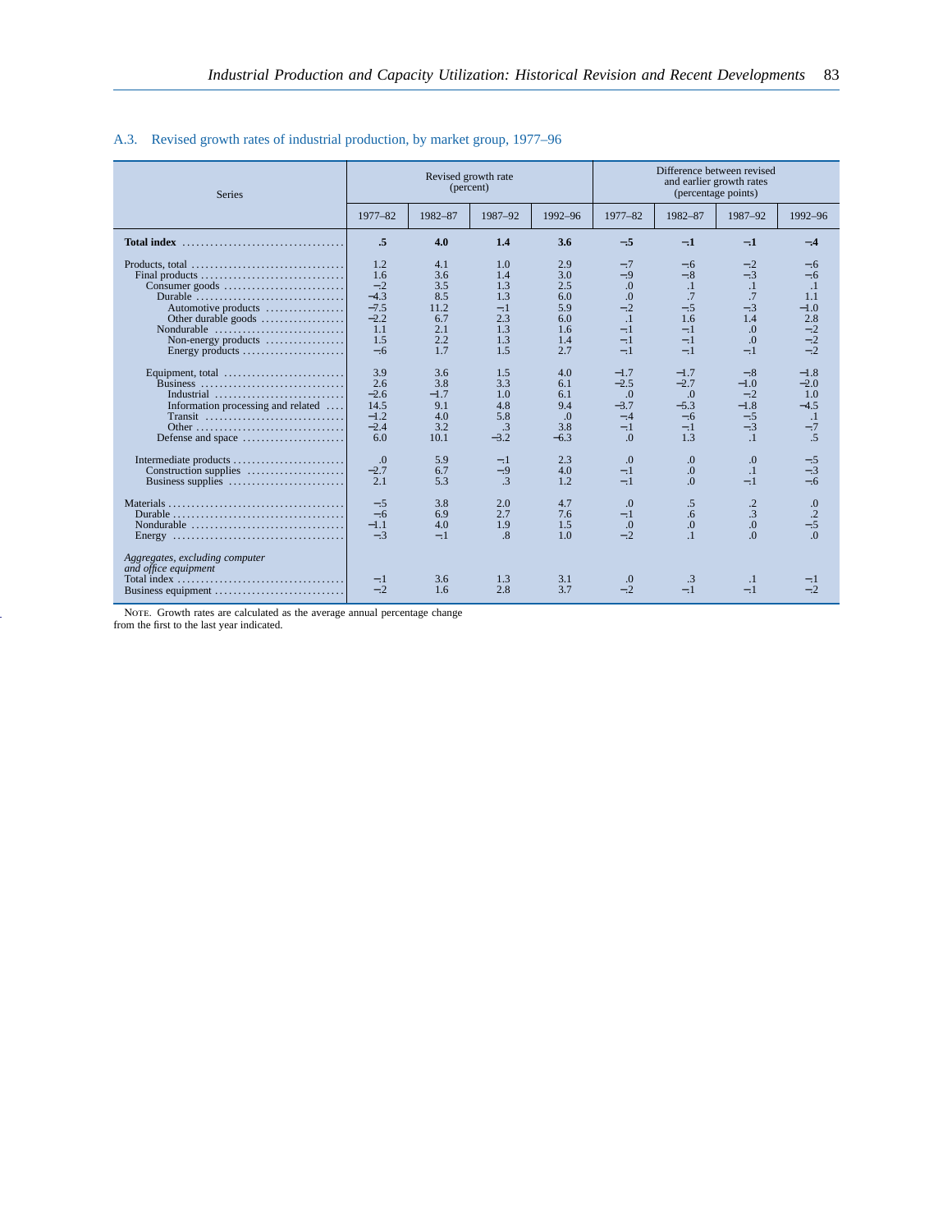A.3. Revised growth rates of industrial production, by market group, 1977–96

| Series | Revised growth rate (percent) | | | | Difference between revised and earlier growth rates (percentage points) | | | |
|---|---|---|---|---|---|---|---|---|
| | 1977–82 | 1982–87 | 1987–92 | 1992–96 | 1977–82 | 1982–87 | 1987–92 | 1992–96 |
| **Total index** | **.5** | **4.0** | **1.4** | **3.6** | **−.5** | **−.1** | **−.1** | **−.4** |
| Products, total | 1.2 | 4.1 | 1.0 | 2.9 | −.7 | −.6 | −.2 | −.6 |
| Final products | 1.6 | 3.6 | 1.4 | 3.0 | −.9 | −.8 | −.3 | −.6 |
| Consumer goods | −.2 | 3.5 | 1.3 | 2.5 | .0 | .1 | .1 | .1 |
| Durable | −4.3 | 8.5 | 1.3 | 6.0 | .0 | .7 | .7 | 1.1 |
| Automotive products | −7.5 | 11.2 | −.1 | 5.9 | −.2 | −.5 | −.3 | −1.0 |
| Other durable goods | −2.2 | 6.7 | 2.3 | 6.0 | .1 | 1.6 | 1.4 | 2.8 |
| Nondurable | 1.1 | 2.1 | 1.3 | 1.6 | −.1 | −.1 | .0 | −.2 |
| Non-energy products | 1.5 | 2.2 | 1.3 | 1.4 | −.1 | −.1 | .0 | −.2 |
| Energy products | −.6 | 1.7 | 1.5 | 2.7 | −.1 | −.1 | −.1 | −.2 |
| Equipment, total | 3.9 | 3.6 | 1.5 | 4.0 | −1.7 | −1.7 | −.8 | −1.8 |
| Business | 2.6 | 3.8 | 3.3 | 6.1 | −2.5 | −2.7 | −1.0 | −2.0 |
| Industrial | −2.6 | −1.7 | 1.0 | 6.1 | .0 | .0 | −.2 | 1.0 |
| Information processing and related | 14.5 | 9.1 | 4.8 | 9.4 | −3.7 | −5.3 | −1.8 | −4.5 |
| Transit | −1.2 | 4.0 | 5.8 | .0 | −.4 | −.6 | −.5 | .1 |
| Other | −2.4 | 3.2 | .3 | 3.8 | −.1 | −.1 | −.3 | −.7 |
| Defense and space | 6.0 | 10.1 | −3.2 | −6.3 | .0 | 1.3 | .1 | .5 |
| Intermediate products | .0 | 5.9 | −.1 | 2.3 | .0 | .0 | .0 | −.5 |
| Construction supplies | −2.7 | 6.7 | −.9 | 4.0 | −.1 | .0 | .1 | −.3 |
| Business supplies | 2.1 | 5.3 | .3 | 1.2 | −.1 | .0 | −.1 | −.6 |
| Materials | −.5 | 3.8 | 2.0 | 4.7 | .0 | .5 | .2 | .0 |
| Durable | −.6 | 6.9 | 2.7 | 7.6 | −.1 | .6 | .3 | .2 |
| Nondurable | −1.1 | 4.0 | 1.9 | 1.5 | .0 | .0 | .0 | −.5 |
| Energy | −.3 | −.1 | .8 | 1.0 | −.2 | .1 | .0 | .0 |
| *Aggregates, excluding computer and office equipment* | | | | | | | | |
| Total index | −.1 | 3.6 | 1.3 | 3.1 | .0 | .3 | .1 | −.1 |
| Business equipment | −.2 | 1.6 | 2.8 | 3.7 | −.2 | −.1 | −.1 | −.2 |

NOTE. Growth rates are calculated as the average annual percentage change from the first to the last year indicated.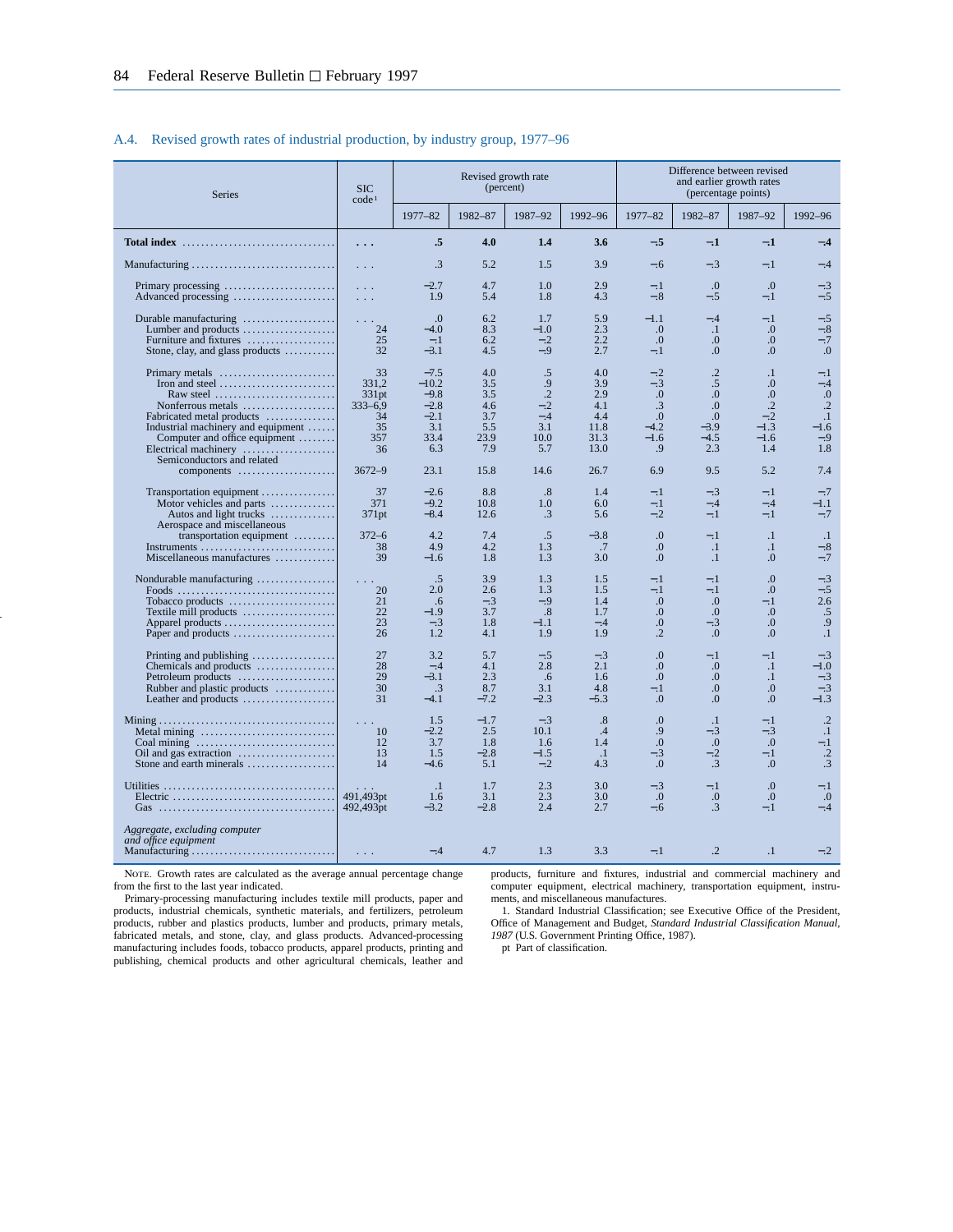## A.4. Revised growth rates of industrial production, by industry group, 1977–96

| Series | SIC code[1] | Revised growth rate (percent) | | | | Difference between revised and earlier growth rates (percentage points) | | | |
|---|---|---|---|---|---|---|---|---|---|
| | | 1977–82 | 1982–87 | 1987–92 | 1992–96 | 1977–82 | 1982–87 | 1987–92 | 1992–96 |
| **Total index** | **. . .** | **.5** | **4.0** | **1.4** | **3.6** | **−.5** | **−.1** | **−.1** | **−.4** |
| Manufacturing | . . . | .3 | 5.2 | 1.5 | 3.9 | −.6 | −.3 | −.1 | −.4 |
| Primary processing | . . . | −2.7 | 4.7 | 1.0 | 2.9 | −.1 | .0 | .0 | −.3 |
| Advanced processing | . . . | 1.9 | 5.4 | 1.8 | 4.3 | −.8 | −.5 | −.1 | −.5 |
| Durable manufacturing | . . . | .0 | 6.2 | 1.7 | 5.9 | −1.1 | −.4 | −.1 | −.5 |
| Lumber and products | 24 | −4.0 | 8.3 | −1.0 | 2.3 | .0 | .1 | .0 | −.8 |
| Furniture and fixtures | 25 | −.1 | 6.2 | −.2 | 2.2 | .0 | .0 | .0 | −.7 |
| Stone, clay, and glass products | 32 | −3.1 | 4.5 | −.9 | 2.7 | −.1 | .0 | .0 | .0 |
| Primary metals | 33 | −7.5 | 4.0 | .5 | 4.0 | −.2 | .2 | .1 | −.1 |
| Iron and steel | 331,2 | −10.2 | 3.5 | .9 | 3.9 | −.3 | .5 | .0 | −.4 |
| Raw steel | 331pt | −9.8 | 3.5 | .2 | 2.9 | .0 | .0 | .0 | .0 |
| Nonferrous metals | 333–6,9 | −2.8 | 4.6 | −.2 | 4.1 | .3 | .0 | .2 | .2 |
| Fabricated metal products | 34 | −2.1 | 3.7 | −.4 | 4.4 | .0 | .0 | −.2 | .1 |
| Industrial machinery and equipment | 35 | 3.1 | 5.5 | 3.1 | 11.8 | −4.2 | −3.9 | −1.3 | −1.6 |
| Computer and office equipment | 357 | 33.4 | 23.9 | 10.0 | 31.3 | −1.6 | −4.5 | −1.6 | −.9 |
| Electrical machinery | 36 | 6.3 | 7.9 | 5.7 | 13.0 | .9 | 2.3 | 1.4 | 1.8 |
| Semiconductors and related components | 3672–9 | 23.1 | 15.8 | 14.6 | 26.7 | 6.9 | 9.5 | 5.2 | 7.4 |
| Transportation equipment | 37 | 8.8 | .8 | 1.4 | | −.1 | −.3 | −.1 | −.7 |
| Motor vehicles and parts | 371 | −9.2 | 10.8 | 1.0 | 6.0 | −.1 | −.4 | −.4 | −1.1 |
| Autos and light trucks | 371pt | −8.4 | 12.6 | .3 | 5.6 | −.2 | −.1 | −.1 | −.7 |
| Aerospace and miscellaneous transportation equipment | 372–6 | 4.2 | 7.4 | .5 | −3.8 | .0 | −.1 | .1 | .1 |
| Instruments | 38 | 4.9 | 4.2 | 1.3 | .7 | .0 | .1 | .1 | −.8 |
| Miscellaneous manufactures | 39 | −1.6 | 1.8 | 1.3 | 3.0 | .0 | .1 | .0 | −.7 |
| Nondurable manufacturing | . . . | .5 | 3.9 | 1.3 | 1.5 | −.1 | −.1 | .0 | −.3 |
| Foods | 20 | 2.0 | 2.6 | 1.3 | 1.5 | −.1 | −.1 | .0 | −.5 |
| Tobacco products | 21 | .6 | −.3 | −.9 | 1.4 | .0 | .0 | −.1 | 2.6 |
| Textile mill products | 22 | −1.9 | 3.7 | .8 | 1.7 | .0 | .0 | .0 | .5 |
| Apparel products | 23 | −.3 | 1.8 | −1.1 | −.4 | .0 | −.3 | .0 | .9 |
| Paper and products | 26 | 1.2 | 4.1 | 1.9 | 1.9 | .2 | .0 | .0 | .1 |
| Printing and publishing | 27 | 3.2 | 5.7 | −.5 | −.3 | .0 | −.1 | −.1 | −.3 |
| Chemicals and products | 28 | −.4 | 4.1 | 2.8 | 2.1 | .0 | .0 | .1 | −1.0 |
| Petroleum products | 29 | −3.1 | 2.3 | .6 | 1.6 | .0 | .0 | .1 | −.3 |
| Rubber and plastic products | 30 | .3 | 8.7 | 3.1 | 4.8 | −.1 | .0 | .0 | −.3 |
| Leather and products | 31 | −4.1 | −7.2 | −2.3 | −5.3 | .0 | .0 | .0 | −1.3 |
| Mining | . . . | 1.5 | −1.7 | −.3 | .8 | .0 | .1 | −.1 | .2 |
| Metal mining | 10 | −2.2 | 2.5 | 10.1 | .4 | .9 | −.3 | −.3 | .1 |
| Coal mining | 12 | 3.7 | 1.8 | 1.6 | 1.4 | .0 | .0 | .0 | −.1 |
| Oil and gas extraction | 13 | 1.5 | −2.8 | −1.5 | .1 | −.3 | −.2 | −.1 | .2 |
| Stone and earth minerals | 14 | −4.6 | 5.1 | −.2 | 4.3 | .0 | .3 | .0 | .3 |
| Utilities | . . . | .1 | 1.7 | 2.3 | 3.0 | −.3 | −.1 | .0 | −.1 |
| Electric | 491,493pt | 1.6 | 3.1 | 2.3 | 3.0 | .0 | .0 | .0 | .0 |
| Gas | 492,493pt | −3.2 | −2.8 | 2.4 | 2.7 | −.6 | .3 | −.1 | −.4 |
| *Aggregate, excluding computer and office equipment* | | | | | | | | | |
| Manufacturing | . . . | −.4 | 4.7 | 1.3 | 3.3 | −.1 | .2 | .1 | −.2 |

NOTE. Growth rates are calculated as the average annual percentage change from the first to the last year indicated.

Primary-processing manufacturing includes textile mill products, paper and products, industrial chemicals, synthetic materials, and fertilizers, petroleum products, rubber and plastics products, lumber and products, primary metals, fabricated metals, and stone, clay, and glass products. Advanced-processing manufacturing includes foods, tobacco products, apparel products, printing and publishing, chemical products and other agricultural chemicals, leather and products, furniture and fixtures, industrial and commercial machinery and computer equipment, electrical machinery, transportation equipment, instruments, and miscellaneous manufactures.

1. Standard Industrial Classification; see Executive Office of the President, Office of Management and Budget, *Standard Industrial Classification Manual, 1987* (U.S. Government Printing Office, 1987).

pt Part of classification.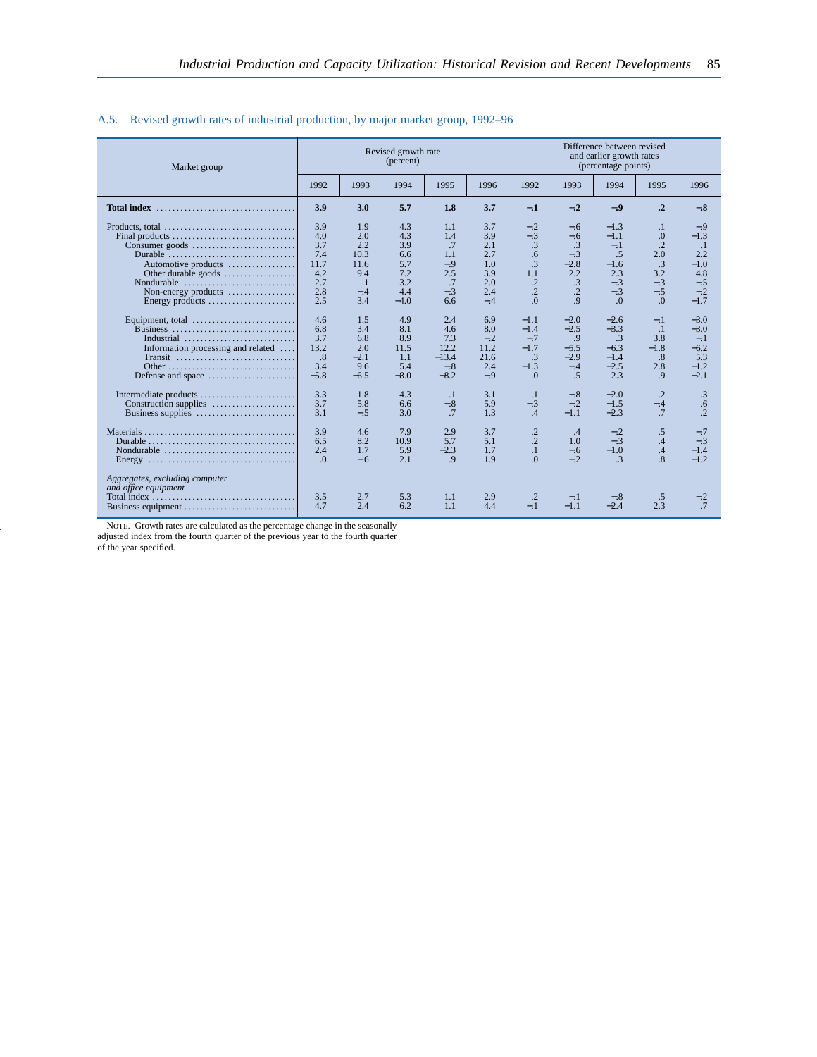A.5. Revised growth rates of industrial production, by major market group, 1992–96

| Market group | Revised growth rate (percent) | | | | | Difference between revised and earlier growth rates (percentage points) | | | | |
|---|---|---|---|---|---|---|---|---|---|---|
| | 1992 | 1993 | 1994 | 1995 | 1996 | 1992 | 1993 | 1994 | 1995 | 1996 |
| **Total index** | **3.9** | **3.0** | **5.7** | **1.8** | **3.7** | **−.1** | **−.2** | **−.9** | **.2** | **−.8** |
| Products, total | 3.9 | 1.9 | 4.3 | 1.1 | 3.7 | −.2 | −.6 | −1.3 | .1 | −.9 |
| Final products | 4.0 | 2.0 | 4.3 | 1.4 | 3.9 | −.3 | −.6 | −1.1 | .0 | −1.3 |
| Consumer goods | 3.7 | 2.2 | 3.9 | .7 | 2.1 | .3 | .3 | −.1 | .2 | .1 |
| Durable | 7.4 | 10.3 | 6.6 | 1.1 | 2.7 | .6 | −.3 | .5 | 2.0 | 2.2 |
| Automotive products | 11.7 | 11.6 | 5.7 | −.9 | 1.0 | .3 | −2.8 | −1.6 | .3 | −1.0 |
| Other durable goods | 4.2 | 9.4 | 7.2 | 2.5 | 3.9 | 1.1 | 2.2 | 2.3 | 3.2 | 4.8 |
| Nondurable | 2.7 | .1 | 3.2 | .7 | 2.0 | .2 | .3 | −.3 | −.3 | −.5 |
| Non-energy products | 2.8 | −.4 | 4.4 | −.3 | 2.4 | .2 | .2 | −.3 | −.5 | −.2 |
| Energy products | 2.5 | 3.4 | −4.0 | 6.6 | −.4 | .0 | .9 | .0 | .0 | −1.7 |
| Equipment, total | 4.6 | 1.5 | 4.9 | 2.4 | 6.9 | −1.1 | −2.0 | −2.6 | −.1 | −3.0 |
| Business | 6.8 | 3.4 | 8.1 | 4.6 | 8.0 | −1.4 | −2.5 | −3.3 | .1 | −3.0 |
| Industrial | 3.7 | 6.8 | 8.9 | 7.3 | −.2 | −.7 | .9 | .3 | 3.8 | −.1 |
| Information processing and related | 13.2 | 2.0 | 11.5 | 12.2 | 11.2 | −1.7 | −5.5 | −6.3 | −1.8 | −6.2 |
| Transit | .8 | −2.1 | 1.1 | −13.4 | 21.6 | .3 | −2.9 | −1.4 | .8 | 5.3 |
| Other | 3.4 | 9.6 | 5.4 | −.8 | 2.4 | −1.3 | −.4 | −2.5 | 2.8 | −1.2 |
| Defense and space | −5.8 | −6.5 | −8.0 | −8.2 | −.9 | .0 | .5 | 2.3 | .9 | −2.1 |
| Intermediate products | 3.3 | 1.8 | 4.3 | .1 | 3.1 | .1 | −.8 | −2.0 | .2 | .3 |
| Construction supplies | 3.7 | 5.8 | 6.6 | −.8 | 5.9 | −.3 | −.2 | −1.5 | −.4 | .6 |
| Business supplies | 3.1 | −.5 | 3.0 | .7 | 1.3 | .4 | −1.1 | −2.3 | .7 | .2 |
| Materials | 3.9 | 4.6 | 7.9 | 2.9 | 3.7 | .2 | .4 | −.2 | .5 | −.7 |
| Durable | 6.5 | 8.2 | 10.9 | 5.7 | 5.1 | .2 | 1.0 | −.3 | .4 | −.3 |
| Nondurable | 2.4 | 1.7 | 5.9 | −2.3 | 1.7 | .1 | −.6 | −1.0 | .4 | −1.4 |
| Energy | .0 | −.6 | 2.1 | .9 | 1.9 | .0 | −.2 | .3 | .8 | −1.2 |
| *Aggregates, excluding computer and office equipment* | | | | | | | | | | |
| Total index | 3.5 | 2.7 | 5.3 | 1.1 | 2.9 | .2 | −.1 | −.8 | .5 | −.2 |
| Business equipment | 4.7 | 2.4 | 6.2 | 1.1 | 4.4 | −.1 | −1.1 | −2.4 | 2.3 | .7 |

NOTE. Growth rates are calculated as the percentage change in the seasonally adjusted index from the fourth quarter of the previous year to the fourth quarter of the year specified.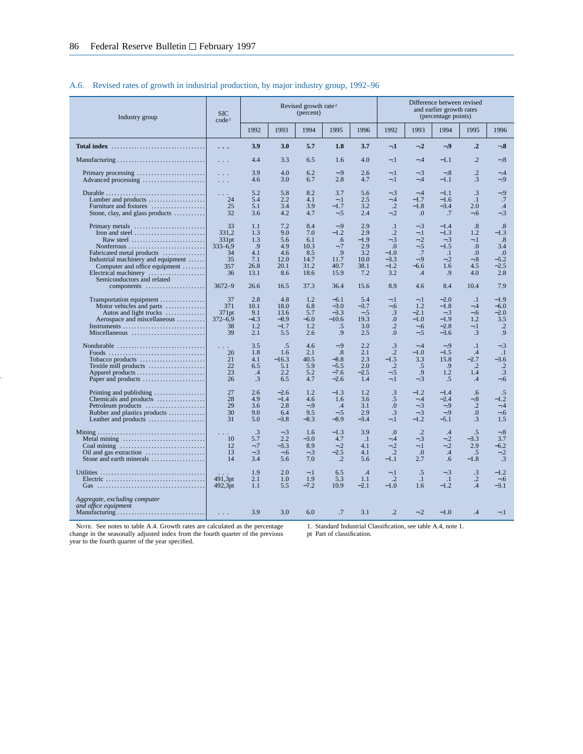## A.6. Revised rates of growth in industrial production, by major industry group, 1992–96

| Industry group | SIC code[1] | Revised growth rate[2] (percent) | | | | | Difference between revised and earlier growth rates (percentage points) | | | | |
|---|---|---|---|---|---|---|---|---|---|---|---|
| | | 1992 | 1993 | 1994 | 1995 | 1996 | 1992 | 1993 | 1994 | 1995 | 1996 |
| **Total index** | **. . .** | **3.9** | **3.0** | **5.7** | **1.8** | **3.7** | **–.1** | **–.2** | **–.9** | **.2** | **–.8** |
| Manufacturing | . . . | 4.4 | 3.3 | 6.5 | 1.6 | 4.0 | –.1 | –.4 | –1.1 | .2 | –.8 |
| Primary processing | . . . | 3.9 | 4.0 | 6.2 | –.9 | 2.6 | –.1 | –.3 | –.8 | .2 | –.4 |
| Advanced processing | . . . | 4.6 | 3.0 | 6.7 | 2.8 | 4.7 | –.1 | –.4 | –1.1 | .3 | –.9 |
| Durable | . . . | 5.2 | 5.8 | 8.2 | 3.7 | 5.6 | –.3 | –.4 | –1.1 | .3 | –.9 |
| Lumber and products | 24 | 5.4 | 2.2 | 4.1 | –.1 | 2.5 | –.4 | –1.7 | –1.6 | .1 | .7 |
| Furniture and fixtures | 25 | 5.1 | 3.4 | 3.9 | –1.7 | 3.2 | .2 | –1.8 | –3.4 | 2.0 | .4 |
| Stone, clay, and glass products | 32 | 3.6 | 4.2 | 4.7 | –.5 | 2.4 | –.2 | .0 | .7 | –.6 | –.3 |
| Primary metals | 33 | 1.1 | 7.2 | 8.4 | –.9 | 2.9 | .1 | –.3 | –1.4 | .8 | .8 |
| Iron and steel | 331,2 | 1.3 | 9.0 | 7.0 | –1.2 | 2.9 | .2 | –.1 | –1.3 | 1.2 | –1.3 |
| Raw steel | 331pt | 1.3 | 5.6 | 6.1 | .6 | –1.9 | –.3 | –.2 | –.3 | –.1 | .8 |
| Nonferrous | 333–6,9 | .9 | 4.9 | 10.3 | –.7 | 2.9 | .0 | –.5 | –1.5 | .0 | 3.4 |
| Fabricated metal products | 34 | 4.1 | 4.6 | 8.5 | .9 | 3.2 | –1.0 | .7 | .1 | .0 | .0 |
| Industrial machinery and equipment | 35 | 7.1 | 12.0 | 14.7 | 11.7 | 10.0 | –3.3 | –.9 | –.2 | –.8 | –5.2 |
| Computer and office equipment | 357 | 26.8 | 20.1 | 31.2 | 40.7 | 38.1 | –1.2 | –6.6 | 1.6 | 4.5 | –2.5 |
| Electrical machinery | 36 | 13.1 | 8.6 | 18.6 | 15.9 | 7.2 | 3.2 | .4 | .9 | 4.0 | 2.8 |
| Semiconductors and related components | 3672–9 | 26.6 | 16.5 | 37.3 | 36.4 | 15.6 | 8.9 | 4.6 | 8.4 | 10.4 | 7.9 |
| Transportation equipment | 37 | 2.8 | 4.8 | 1.2 | –6.1 | 5.4 | –.1 | –.1 | –2.0 | .1 | –1.9 |
| Motor vehicles and parts | 371 | 10.1 | 18.0 | 6.8 | –3.0 | –3.7 | –.6 | 1.2 | –1.8 | –.4 | –6.0 |
| Autos and light trucks | 371pt | 9.1 | 13.6 | 5.7 | –3.3 | –.5 | .3 | –2.1 | –.3 | –.6 | –2.0 |
| Aerospace and miscellaneous | 372–6,9 | –4.3 | –8.9 | –6.0 | –10.6 | 19.3 | .0 | –1.0 | –1.9 | 1.2 | 3.5 |
| Instruments | 38 | 1.2 | –1.7 | 1.2 | .5 | 3.0 | .2 | –.6 | –2.8 | –.1 | .2 |
| Miscellaneous | 39 | 2.1 | 5.5 | 2.6 | .9 | 2.5 | .0 | –.5 | –3.6 | .3 | .9 |
| Nondurable | . . . | 3.5 | .5 | 4.6 | –.9 | 2.2 | .3 | –.4 | –.9 | .1 | –.3 |
| Foods | 20 | 1.8 | 1.6 | 2.1 | .8 | 2.1 | .2 | –1.0 | –1.5 | .4 | .1 |
| Tobacco products | 21 | 4.1 | –16.3 | 40.5 | –8.8 | 2.3 | –1.5 | 3.3 | 15.8 | –2.7 | –3.6 |
| Textile mill products | 22 | 6.5 | 5.1 | 5.9 | –5.5 | 2.0 | .2 | .5 | .9 | .2 | .2 |
| Apparel products | 23 | .4 | 2.2 | 5.2 | –7.6 | –2.5 | –.5 | .9 | 1.2 | 1.4 | .3 |
| Paper and products | 26 | .3 | 6.5 | 4.7 | –2.6 | 1.4 | –.1 | –.3 | .5 | .4 | –.6 |
| Printing and publishing | 27 | 2.6 | –2.6 | 1.2 | –1.3 | 1.2 | .3 | –1.2 | –1.4 | .6 | .5 |
| Chemicals and products | 28 | 4.9 | –1.4 | 4.6 | 1.6 | 3.6 | .5 | –.4 | –2.4 | –.8 | –1.2 |
| Petroleum products | 29 | 3.6 | 2.8 | –.9 | .4 | 3.1 | .0 | –.3 | –.9 | .2 | –.4 |
| Rubber and plastics products | 30 | 9.0 | 6.4 | 9.5 | –.5 | 2.9 | .3 | –.3 | –.9 | .0 | –.6 |
| Leather and products | 31 | 5.0 | –3.8 | –8.3 | –8.9 | –3.4 | –.1 | –1.2 | –5.1 | .3 | 1.5 |
| Mining | . . . | .3 | –.3 | 1.6 | –1.3 | 3.9 | .0 | .2 | .4 | .5 | –.8 |
| Metal mining | 10 | 5.7 | 2.2 | –3.0 | 4.7 | .1 | –.4 | –.3 | –.2 | –3.3 | 3.7 |
| Coal mining | 12 | –.7 | –3.3 | 8.9 | –.2 | 4.1 | –.2 | –.1 | –.2 | 2.9 | –6.2 |
| Oil and gas extraction | 13 | –.3 | –.6 | –.3 | –2.5 | 4.1 | .2 | .0 | .4 | .5 | –.2 |
| Stone and earth minerals | 14 | 3.4 | 5.6 | 7.0 | .2 | 5.6 | –1.1 | 2.7 | .6 | –1.8 | .3 |
| Utilities | . . . | 1.9 | 2.0 | –.1 | 6.5 | .4 | –.1 | .5 | –.3 | .3 | –1.2 |
| Electric | 491,3pt | 2.1 | 1.0 | 1.9 | 5.3 | 1.1 | .2 | .1 | .1 | .2 | –.6 |
| Gas | 492,3pt | 1.1 | 5.5 | –7.2 | 10.9 | –2.1 | –1.0 | 1.6 | –1.2 | .4 | –3.1 |
| *Aggregate, excluding computer and office equipment* | | | | | | | | | | | |
| Manufacturing | . . . | 3.9 | 3.0 | 6.0 | .7 | 3.1 | .2 | –.2 | –1.0 | .4 | –.1 |

NOTE. See notes to table A.4. Growth rates are calculated as the percentage change in the seasonally adjusted index from the fourth quarter of the previous year to the fourth quarter of the year specified.

1. Standard Industrial Classification, see table A.4, note 1.

pt Part of classification.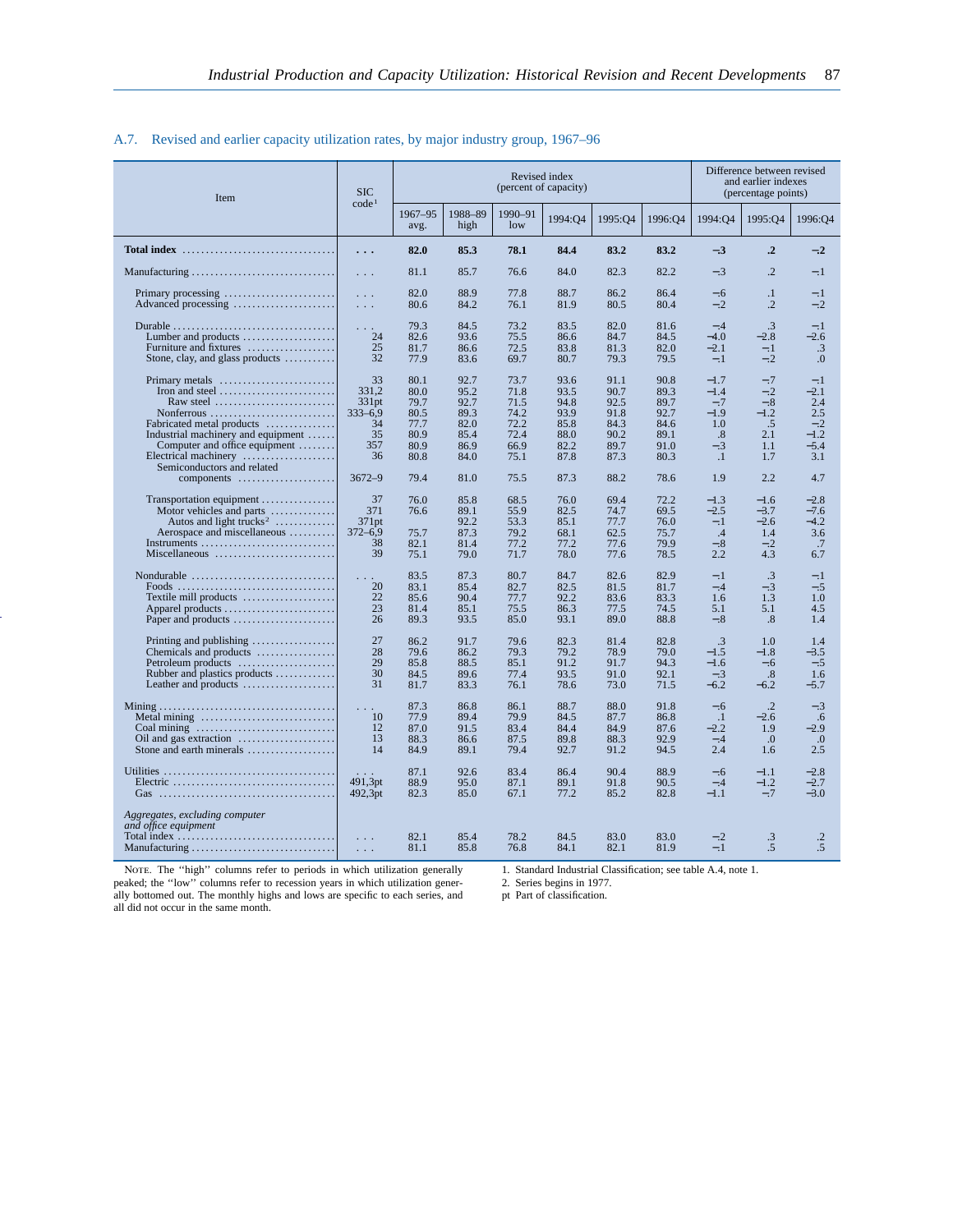## A.7. Revised and earlier capacity utilization rates, by major industry group, 1967–96

| Item | SIC code[1] | Revised index (percent of capacity) | | | | | | Difference between revised and earlier indexes (percentage points) | | |
|---|---|---|---|---|---|---|---|---|---|---|
| | | 1967–95 avg. | 1988–89 high | 1990–91 low | 1994:Q4 | 1995:Q4 | 1996:Q4 | 1994:Q4 | 1995:Q4 | 1996:Q4 |
| **Total index** | . . . | **82.0** | **85.3** | **78.1** | **84.4** | **83.2** | **83.2** | **−.3** | **.2** | **−.2** |
| Manufacturing | . . . | 81.1 | 85.7 | 76.6 | 84.0 | 82.3 | 82.2 | −.3 | .2 | −.1 |
| Primary processing | . . . | 82.0 | 88.9 | 77.8 | 88.7 | 86.2 | 86.4 | −.6 | .1 | −.1 |
| Advanced processing | . . . | 80.6 | 84.2 | 76.1 | 81.9 | 80.5 | 80.4 | −.2 | .2 | −.2 |
| Durable | . . . | 79.3 | 84.5 | 73.2 | 83.5 | 82.0 | 81.6 | −.4 | .3 | −.1 |
| Lumber and products | 24 | 82.6 | 93.6 | 75.5 | 86.6 | 84.7 | 84.5 | −4.0 | −2.8 | −2.6 |
| Furniture and fixtures | 25 | 81.7 | 86.6 | 72.5 | 83.8 | 81.3 | 82.0 | −2.1 | −.1 | .3 |
| Stone, clay, and glass products | 32 | 77.9 | 83.6 | 69.7 | 80.7 | 79.3 | 79.5 | −.1 | −.2 | .0 |
| Primary metals | 33 | 80.1 | 92.7 | 73.7 | 93.6 | 91.1 | 90.8 | −1.7 | −.7 | −.1 |
| Iron and steel | 331,2 | 80.0 | 95.2 | 71.8 | 93.5 | 90.7 | 89.3 | −1.4 | −.2 | −2.1 |
| Raw steel | 331pt | 79.7 | 92.7 | 71.5 | 94.8 | 92.5 | 89.7 | −.7 | −.8 | 2.4 |
| Nonferrous | 333–6,9 | 80.5 | 89.3 | 74.2 | 93.9 | 91.8 | 92.7 | −1.9 | −1.2 | 2.5 |
| Fabricated metal products | 34 | 77.7 | 82.0 | 72.2 | 85.8 | 84.3 | 84.6 | 1.0 | .5 | −.2 |
| Industrial machinery and equipment | 35 | 80.9 | 85.4 | 72.4 | 88.0 | 90.2 | 89.1 | .8 | 2.1 | −1.2 |
| Computer and office equipment | 357 | 80.9 | 86.9 | 66.9 | 82.2 | 89.7 | 91.0 | −.3 | 1.1 | −5.4 |
| Electrical machinery | 36 | 80.8 | 84.0 | 75.1 | 87.8 | 87.3 | 80.3 | .1 | 1.7 | 3.1 |
| Semiconductors and related components | 3672–9 | 79.4 | 81.0 | 75.5 | 87.3 | 88.2 | 78.6 | 1.9 | 2.2 | 4.7 |
| Transportation equipment | 37 | 76.0 | 85.8 | 68.5 | 76.0 | 69.4 | 72.2 | −1.3 | −1.6 | −2.8 |
| Motor vehicles and parts | 371 | 76.6 | 89.1 | 55.9 | 82.5 | 74.7 | 69.5 | −2.5 | −3.7 | −7.6 |
| Autos and light trucks[2] | 371pt | | 92.2 | 53.3 | 85.1 | 77.7 | 76.0 | −.1 | −2.6 | −4.2 |
| Aerospace and miscellaneous | 372–6,9 | 75.7 | 87.3 | 79.2 | 68.1 | 62.5 | 75.7 | .4 | 1.4 | 3.6 |
| Instruments | 38 | 82.1 | 81.4 | 77.2 | 77.2 | 77.6 | 79.9 | −.8 | −.2 | .7 |
| Miscellaneous | 39 | 75.1 | 79.0 | 71.7 | 78.0 | 77.6 | 78.5 | 2.2 | 4.3 | 6.7 |
| Nondurable | . . . | 83.5 | 87.3 | 80.7 | 84.7 | 82.6 | 82.9 | −.1 | .3 | −.1 |
| Foods | 20 | 83.1 | 85.4 | 82.7 | 82.5 | 81.5 | 81.7 | −.4 | −.3 | −.5 |
| Textile mill products | 22 | 85.6 | 90.4 | 77.7 | 92.2 | 83.6 | 83.3 | 1.6 | 1.3 | 1.0 |
| Apparel products | 23 | 81.4 | 85.1 | 75.5 | 86.3 | 77.5 | 74.5 | 5.1 | 5.1 | 4.5 |
| Paper and products | 26 | 89.3 | 93.5 | 85.0 | 93.1 | 89.0 | 88.8 | −.8 | .8 | 1.4 |
| Printing and publishing | 27 | 86.2 | 91.7 | 79.6 | 82.3 | 81.4 | 82.8 | .3 | 1.0 | 1.4 |
| Chemicals and products | 28 | 79.6 | 86.2 | 79.3 | 79.2 | 78.9 | 79.0 | −1.5 | −1.8 | −3.5 |
| Petroleum products | 29 | 85.8 | 88.5 | 85.1 | 91.2 | 91.7 | 94.3 | −1.6 | −.6 | −.5 |
| Rubber and plastics products | 30 | 84.5 | 89.6 | 77.4 | 93.5 | 91.0 | 92.1 | −.3 | .8 | 1.6 |
| Leather and products | 31 | 81.7 | 83.3 | 76.1 | 78.6 | 73.0 | 71.5 | −6.2 | −6.2 | −5.7 |
| Mining | . . . | 87.3 | 86.8 | 86.1 | 88.7 | 88.0 | 91.8 | −.6 | .2 | −.3 |
| Metal mining | 10 | 77.9 | 89.4 | 79.9 | 84.5 | 87.7 | 86.8 | .1 | −2.6 | .6 |
| Coal mining | 12 | 87.0 | 91.5 | 83.4 | 84.4 | 84.9 | 87.6 | −2.2 | 1.9 | −2.9 |
| Oil and gas extraction | 13 | 88.3 | 86.6 | 87.5 | 89.8 | 88.3 | 92.9 | −.4 | .0 | .0 |
| Stone and earth minerals | 14 | 84.9 | 89.1 | 79.4 | 92.7 | 91.2 | 94.5 | 2.4 | 1.6 | 2.5 |
| Utilities | . . . | 87.1 | 92.6 | 83.4 | 86.4 | 90.4 | 88.9 | −.6 | −1.1 | −2.8 |
| Electric | 491,3pt | 88.9 | 95.0 | 87.1 | 89.1 | 91.8 | 90.5 | −.4 | −1.2 | −2.7 |
| Gas | 492,3pt | 82.3 | 85.0 | 67.1 | 77.2 | 85.2 | 82.8 | −1.1 | −.7 | −3.0 |
| *Aggregates, excluding computer and office equipment* | | | | | | | | | | |
| Total index | . . . | 82.1 | 85.4 | 78.2 | 84.5 | 83.0 | 83.0 | −.2 | .3 | .2 |
| Manufacturing | . . . | 81.1 | 85.8 | 76.8 | 84.1 | 82.1 | 81.9 | −.1 | .5 | .5 |

NOTE. The "high" columns refer to periods in which utilization generally peaked; the "low" columns refer to recession years in which utilization generally bottomed out. The monthly highs and lows are specific to each series, and all did not occur in the same month.

1. Standard Industrial Classification; see table A.4, note 1.
2. Series begins in 1977.
pt Part of classification.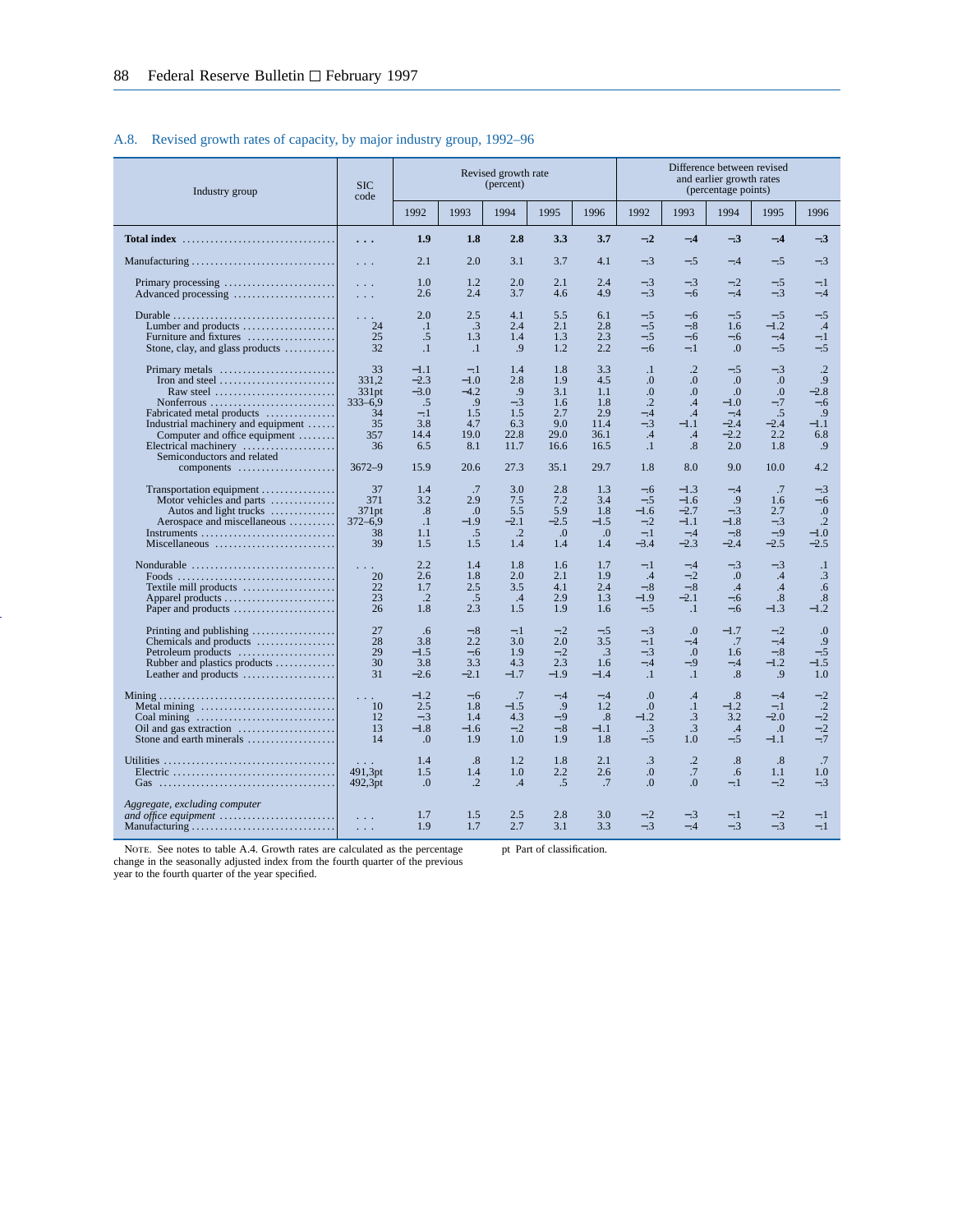## A.8. Revised growth rates of capacity, by major industry group, 1992–96

| Industry group | SIC code | Revised growth rate (percent) | | | | | Difference between revised and earlier growth rates (percentage points) | | | | |
|---|---|---|---|---|---|---|---|---|---|---|---|
| | | 1992 | 1993 | 1994 | 1995 | 1996 | 1992 | 1993 | 1994 | 1995 | 1996 |
| **Total index** | **. . .** | **1.9** | **1.8** | **2.8** | **3.3** | **3.7** | **−.2** | **−.4** | **−.3** | **−.4** | **−.3** |
| Manufacturing | . . . | 2.1 | 2.0 | 3.1 | 3.7 | 4.1 | −.3 | −.5 | −.4 | −.5 | −.3 |
| Primary processing | . . . | 1.0 | 1.2 | 2.0 | 2.1 | 2.4 | −.3 | −.3 | −.2 | −.5 | −.1 |
| Advanced processing | . . . | 2.6 | 2.4 | 3.7 | 4.6 | 4.9 | −.3 | −.6 | −.4 | −.3 | −.4 |
| Durable | . . . | 2.0 | 2.5 | 4.1 | 5.5 | 6.1 | −.5 | −.6 | −.5 | −.5 | −.5 |
| Lumber and products | 24 | .1 | .3 | 2.4 | 2.1 | 2.8 | −.5 | −.8 | 1.6 | −1.2 | .4 |
| Furniture and fixtures | 25 | .5 | 1.3 | 1.4 | 1.3 | 2.3 | −.5 | −.6 | −.6 | −.4 | −.1 |
| Stone, clay, and glass products | 32 | .1 | .1 | .9 | 1.2 | 2.2 | −.6 | −.1 | .0 | −.5 | −.5 |
| Primary metals | 33 | −1.1 | −.1 | 1.4 | 1.8 | 3.3 | .1 | .2 | −.5 | −.3 | .2 |
| Iron and steel | 331,2 | −2.3 | −1.0 | 2.8 | 1.9 | 4.5 | .0 | .0 | .0 | .0 | .9 |
| Raw steel | 331pt | −3.0 | −4.2 | .9 | 3.1 | 1.1 | .0 | .0 | .0 | .0 | −2.8 |
| Nonferrous | 333–6,9 | .5 | .9 | −.3 | 1.6 | 1.8 | .2 | .4 | −1.0 | −.7 | −.6 |
| Fabricated metal products | 34 | −.1 | 1.5 | 1.5 | 2.7 | 2.9 | −.4 | .4 | −.4 | .5 | .9 |
| Industrial machinery and equipment | 35 | 3.8 | 4.7 | 6.3 | 9.0 | 11.4 | −.3 | −1.1 | −2.4 | −2.4 | −1.1 |
| Computer and office equipment | 357 | 14.4 | 19.0 | 22.8 | 29.0 | 36.1 | .4 | .4 | −2.2 | 2.2 | 6.8 |
| Electrical machinery | 36 | 6.5 | 8.1 | 11.7 | 16.6 | 16.5 | .1 | .8 | 2.0 | 1.8 | .9 |
| Semiconductors and related components | 3672–9 | 15.9 | 20.6 | 27.3 | 35.1 | 29.7 | 1.8 | 8.0 | 9.0 | 10.0 | 4.2 |
| Transportation equipment | 37 | 1.4 | .7 | 3.0 | 2.8 | 1.3 | −.6 | −1.3 | −.4 | .7 | −.3 |
| Motor vehicles and parts | 371 | 3.2 | 2.9 | 7.5 | 7.2 | 3.4 | −.5 | −1.6 | .9 | 1.6 | −.6 |
| Autos and light trucks | 371pt | .8 | .0 | 5.5 | 5.9 | 1.8 | −1.6 | −2.7 | −.3 | 2.7 | .0 |
| Aerospace and miscellaneous | 372–6,9 | .1 | −1.9 | −2.1 | −2.5 | −1.5 | −.2 | −1.1 | −1.8 | −.3 | .2 |
| Instruments | 38 | 1.1 | .5 | .2 | .0 | .0 | −.1 | −.4 | −.8 | −.9 | −1.0 |
| Miscellaneous | 39 | 1.5 | 1.5 | 1.4 | 1.4 | 1.4 | −3.4 | −2.3 | −2.4 | −2.5 | −2.5 |
| Nondurable | . . . | 2.2 | 1.4 | 1.8 | 1.6 | 1.7 | −.1 | −.4 | −.3 | −.3 | .1 |
| Foods | 20 | 2.6 | 1.8 | 2.0 | 2.1 | 1.9 | .4 | −.2 | .0 | .4 | .3 |
| Textile mill products | 22 | 1.7 | 2.5 | 3.5 | 4.1 | 2.4 | −.8 | −.8 | .4 | .4 | .6 |
| Apparel products | 23 | .2 | .5 | .4 | 2.9 | 1.3 | −1.9 | −2.1 | −.6 | .8 | .8 |
| Paper and products | 26 | 1.8 | 2.3 | 1.5 | 1.9 | 1.6 | −.5 | .1 | −.6 | −1.3 | −1.2 |
| Printing and publishing | 27 | .6 | −.8 | −.1 | −.2 | −.5 | −.3 | .0 | −1.7 | −.2 | .0 |
| Chemicals and products | 28 | 3.8 | 2.2 | 3.0 | 2.0 | 3.5 | −.1 | −.4 | .7 | −.4 | .9 |
| Petroleum products | 29 | −1.5 | −.6 | 1.9 | −.2 | .3 | −.3 | .0 | 1.6 | −.8 | −.5 |
| Rubber and plastics products | 30 | 3.8 | 3.3 | 4.3 | 2.3 | 1.6 | −.4 | −.9 | −.4 | −1.2 | −1.5 |
| Leather and products | 31 | −2.6 | −2.1 | −1.7 | −1.9 | −1.4 | .1 | .1 | .8 | .9 | 1.0 |
| Mining | . . . | −1.2 | −.6 | .7 | −.4 | −.4 | .0 | .4 | .8 | −.4 | −.2 |
| Metal mining | 10 | 2.5 | 1.8 | −1.5 | .9 | 1.2 | .0 | .1 | −1.2 | −.1 | .2 |
| Coal mining | 12 | −.3 | 1.4 | 4.3 | −.9 | .8 | −1.2 | .3 | 3.2 | −2.0 | −.2 |
| Oil and gas extraction | 13 | −1.8 | −1.6 | −.2 | −.8 | −1.1 | .3 | .3 | .4 | .0 | −.2 |
| Stone and earth minerals | 14 | .0 | 1.9 | 1.0 | 1.9 | 1.8 | −.5 | 1.0 | −.5 | −1.1 | −.7 |
| Utilities | . . . | 1.4 | .8 | 1.2 | 1.8 | 2.1 | .3 | .2 | .8 | .8 | .7 |
| Electric | 491,3pt | 1.5 | 1.4 | 1.0 | 2.2 | 2.6 | .0 | .7 | .6 | 1.1 | 1.0 |
| Gas | 492,3pt | .0 | .2 | .4 | .5 | .7 | .0 | .0 | −.1 | −.2 | −.3 |
| *Aggregate, excluding computer and office equipment* | | | | | | | | | | | |
| Manufacturing | . . . | 1.7 | 1.5 | 2.5 | 2.8 | 3.0 | −.2 | −.3 | −.1 | −.2 | −.1 |
| Manufacturing | . . . | 1.9 | 1.7 | 2.7 | 3.1 | 3.3 | −.3 | −.4 | −.3 | −.3 | −.1 |

NOTE. See notes to table A.4. Growth rates are calculated as the percentage change in the seasonally adjusted index from the fourth quarter of the previous year to the fourth quarter of the year specified.

pt Part of classification.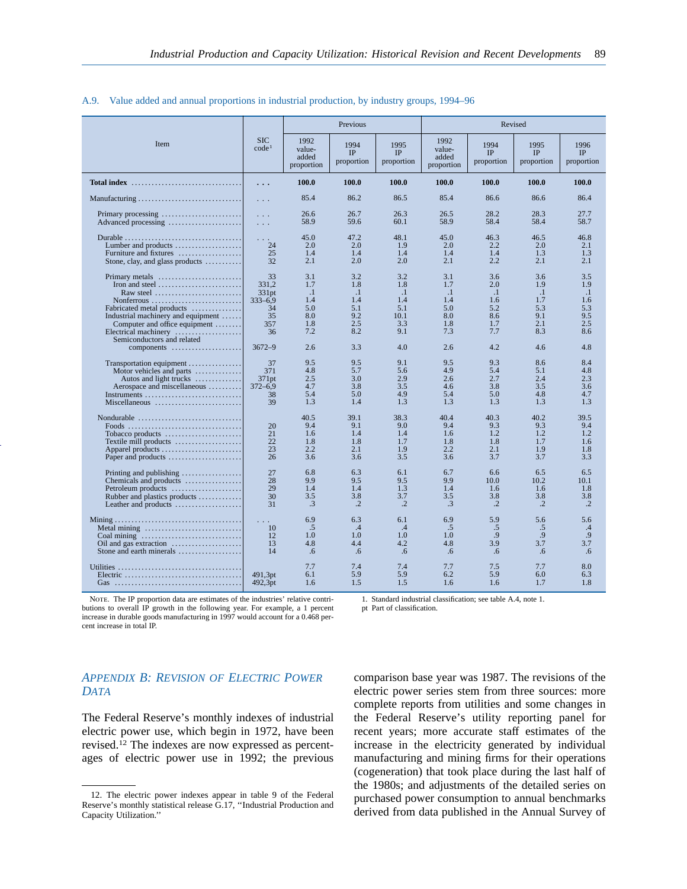A.9. Value added and annual proportions in industrial production, by industry groups, 1994–96

| Item | SIC code[1] | Previous | | | Revised | | | |
|---|---|---|---|---|---|---|---|---|
| | | 1992 value-added proportion | 1994 IP proportion | 1995 IP proportion | 1992 value-added proportion | 1994 IP proportion | 1995 IP proportion | 1996 IP proportion |
| **Total index** | . . . | **100.0** | **100.0** | **100.0** | **100.0** | **100.0** | **100.0** | **100.0** |
| Manufacturing | . . . | 85.4 | 86.2 | 86.5 | 85.4 | 86.6 | 86.6 | 86.4 |
| Primary processing | . . . | 26.6 | 26.7 | 26.3 | 26.5 | 28.2 | 28.3 | 27.7 |
| Advanced processing | . . . | 58.9 | 59.6 | 60.1 | 58.9 | 58.4 | 58.4 | 58.7 |
| Durable | . . . | 45.0 | 47.2 | 48.1 | 45.0 | 46.3 | 46.5 | 46.8 |
| Lumber and products | 24 | 2.0 | 2.0 | 1.9 | 2.0 | 2.2 | 2.0 | 2.1 |
| Furniture and fixtures | 25 | 1.4 | 1.4 | 1.4 | 1.4 | 1.4 | 1.3 | 1.3 |
| Stone, clay, and glass products | 32 | 2.1 | 2.0 | 2.0 | 2.1 | 2.2 | 2.1 | 2.1 |
| Primary metals | 33 | 3.1 | 3.2 | 3.2 | 3.1 | 3.6 | 3.6 | 3.5 |
| Iron and steel | 331,2 | 1.7 | 1.8 | 1.8 | 1.7 | 2.0 | 1.9 | 1.9 |
| Raw steel | 331pt | .1 | .1 | .1 | .1 | .1 | .1 | .1 |
| Nonferrous | 333–6,9 | 1.4 | 1.4 | 1.4 | 1.4 | 1.6 | 1.7 | 1.6 |
| Fabricated metal products | 34 | 5.0 | 5.1 | 5.1 | 5.0 | 5.2 | 5.3 | 5.3 |
| Industrial machinery and equipment | 35 | 8.0 | 9.2 | 10.1 | 8.0 | 8.6 | 9.1 | 9.5 |
| Computer and office equipment | 357 | 1.8 | 2.5 | 3.3 | 1.8 | 1.7 | 2.1 | 2.5 |
| Electrical machinery | 36 | 7.2 | 8.2 | 9.1 | 7.3 | 7.7 | 8.3 | 8.6 |
| Semiconductors and related components | 3672–9 | 2.6 | 3.3 | 4.0 | 2.6 | 4.2 | 4.6 | 4.8 |
| Transportation equipment | 37 | 9.5 | 9.5 | 9.1 | 9.5 | 9.3 | 8.6 | 8.4 |
| Motor vehicles and parts | 371 | 4.8 | 5.7 | 5.6 | 4.9 | 5.4 | 5.1 | 4.8 |
| Autos and light trucks | 371pt | 2.5 | 3.0 | 2.9 | 2.6 | 2.7 | 2.4 | 2.3 |
| Aerospace and miscellaneous | 372–6,9 | 4.7 | 3.8 | 3.5 | 4.6 | 3.8 | 3.5 | 3.6 |
| Instruments | 38 | 5.4 | 5.0 | 4.9 | 5.4 | 5.0 | 4.8 | 4.7 |
| Miscellaneous | 39 | 1.3 | 1.4 | 1.3 | 1.3 | 1.3 | 1.3 | 1.3 |
| Nondurable | | 40.5 | 39.1 | 38.3 | 40.4 | 40.3 | 40.2 | 39.5 |
| Foods | 20 | 9.4 | 9.1 | 9.0 | 9.4 | 9.3 | 9.3 | 9.4 |
| Tobacco products | 21 | 1.6 | 1.4 | 1.4 | 1.6 | 1.2 | 1.2 | 1.2 |
| Textile mill products | 22 | 1.8 | 1.8 | 1.7 | 1.8 | 1.8 | 1.7 | 1.6 |
| Apparel products | 23 | 2.2 | 2.1 | 1.9 | 2.2 | 2.1 | 1.9 | 1.8 |
| Paper and products | 26 | 3.6 | 3.6 | 3.5 | 3.6 | 3.7 | 3.7 | 3.3 |
| Printing and publishing | 27 | 6.8 | 6.3 | 6.1 | 6.7 | 6.6 | 6.5 | 6.5 |
| Chemicals and products | 28 | 9.9 | 9.5 | 9.5 | 9.9 | 10.0 | 10.2 | 10.1 |
| Petroleum products | 29 | 1.4 | 1.4 | 1.3 | 1.4 | 1.6 | 1.6 | 1.8 |
| Rubber and plastics products | 30 | 3.5 | 3.8 | 3.7 | 3.5 | 3.8 | 3.8 | 3.8 |
| Leather and products | 31 | .3 | .2 | .2 | .3 | .2 | .2 | .2 |
| Mining | . . . | 6.9 | 6.3 | 6.1 | 6.9 | 5.9 | 5.6 | 5.6 |
| Metal mining | 10 | .5 | .4 | .4 | .5 | .5 | .5 | .4 |
| Coal mining | 12 | 1.0 | 1.0 | 1.0 | 1.0 | .9 | .9 | .9 |
| Oil and gas extraction | 13 | 4.8 | 4.4 | 4.2 | 4.8 | 3.9 | 3.7 | 3.7 |
| Stone and earth minerals | 14 | .6 | .6 | .6 | .6 | .6 | .6 | .6 |
| Utilities | | 7.7 | 7.4 | 7.4 | 7.7 | 7.5 | 7.7 | 8.0 |
| Electric | 491,3pt | 6.1 | 5.9 | 5.9 | 6.2 | 5.9 | 6.0 | 6.3 |
| Gas | 492,3pt | 1.6 | 1.5 | 1.5 | 1.6 | 1.6 | 1.7 | 1.8 |

NOTE. The IP proportion data are estimates of the industries' relative contributions to overall IP growth in the following year. For example, a 1 percent increase in durable goods manufacturing in 1997 would account for a 0.468 percent increase in total IP.

1. Standard industrial classification; see table A.4, note 1.

pt Part of classification.

## *Appendix B: Revision of Electric Power Data*

The Federal Reserve's monthly indexes of industrial electric power use, which begin in 1972, have been revised.[12] The indexes are now expressed as percentages of electric power use in 1992; the previous comparison base year was 1987. The revisions of the electric power series stem from three sources: more complete reports from utilities and some changes in the Federal Reserve's utility reporting panel for recent years; more accurate staff estimates of the increase in the electricity generated by individual manufacturing and mining firms for their operations (cogeneration) that took place during the last half of the 1980s; and adjustments of the detailed series on purchased power consumption to annual benchmarks derived from data published in the Annual Survey of

12. The electric power indexes appear in table 9 of the Federal Reserve's monthly statistical release G.17, "Industrial Production and Capacity Utilization."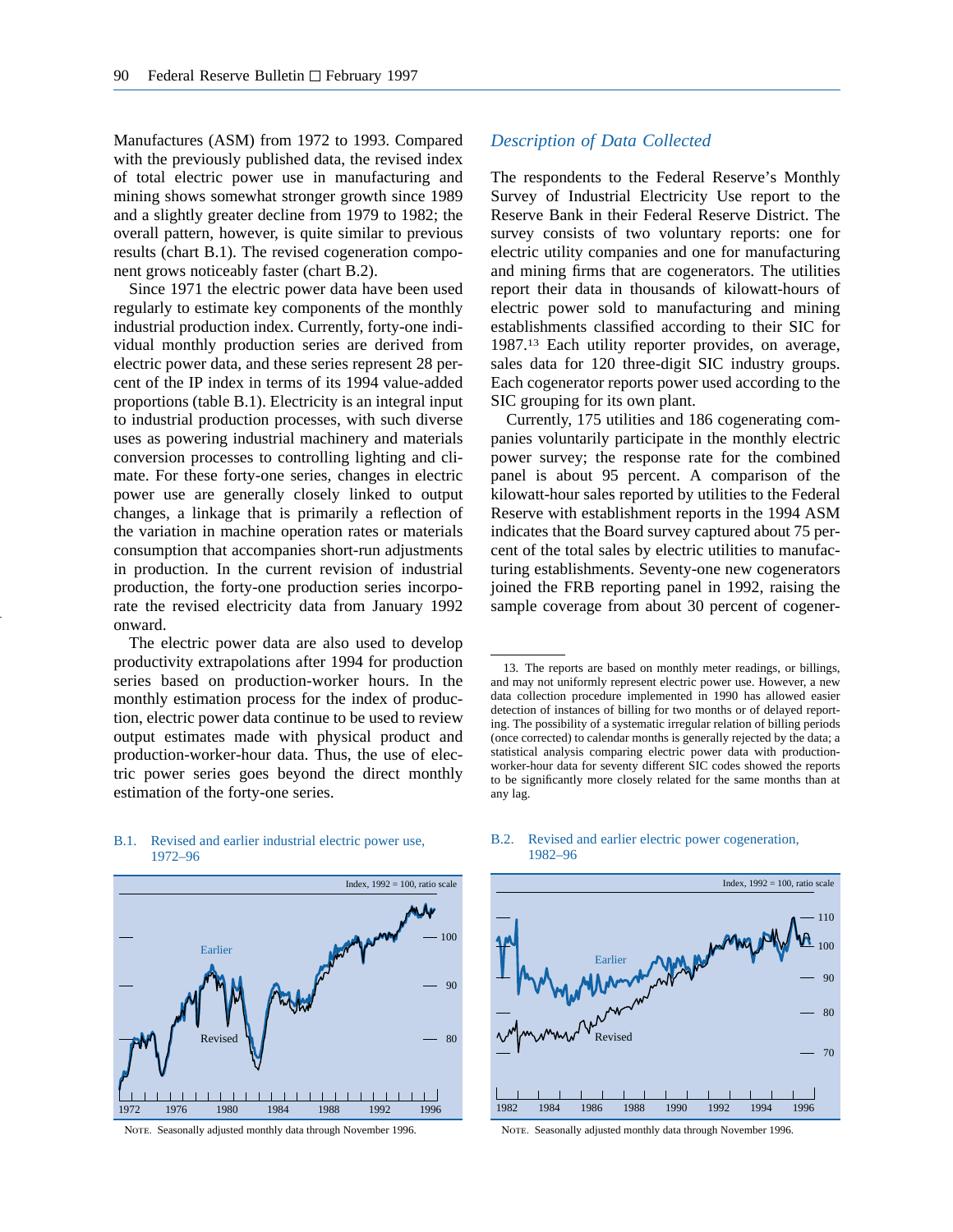Manufactures (ASM) from 1972 to 1993. Compared with the previously published data, the revised index of total electric power use in manufacturing and mining shows somewhat stronger growth since 1989 and a slightly greater decline from 1979 to 1982; the overall pattern, however, is quite similar to previous results (chart B.1). The revised cogeneration component grows noticeably faster (chart B.2).

Since 1971 the electric power data have been used regularly to estimate key components of the monthly industrial production index. Currently, forty-one individual monthly production series are derived from electric power data, and these series represent 28 percent of the IP index in terms of its 1994 value-added proportions (table B.1). Electricity is an integral input to industrial production processes, with such diverse uses as powering industrial machinery and materials conversion processes to controlling lighting and climate. For these forty-one series, changes in electric power use are generally closely linked to output changes, a linkage that is primarily a reflection of the variation in machine operation rates or materials consumption that accompanies short-run adjustments in production. In the current revision of industrial production, the forty-one production series incorporate the revised electricity data from January 1992 onward.

The electric power data are also used to develop productivity extrapolations after 1994 for production series based on production-worker hours. In the monthly estimation process for the index of production, electric power data continue to be used to review output estimates made with physical product and production-worker-hour data. Thus, the use of electric power series goes beyond the direct monthly estimation of the forty-one series.

### *Description of Data Collected*

The respondents to the Federal Reserve's Monthly Survey of Industrial Electricity Use report to the Reserve Bank in their Federal Reserve District. The survey consists of two voluntary reports: one for electric utility companies and one for manufacturing and mining firms that are cogenerators. The utilities report their data in thousands of kilowatt-hours of electric power sold to manufacturing and mining establishments classified according to their SIC for 1987.[13] Each utility reporter provides, on average, sales data for 120 three-digit SIC industry groups. Each cogenerator reports power used according to the SIC grouping for its own plant.

Currently, 175 utilities and 186 cogenerating companies voluntarily participate in the monthly electric power survey; the response rate for the combined panel is about 95 percent. A comparison of the kilowatt-hour sales reported by utilities to the Federal Reserve with establishment reports in the 1994 ASM indicates that the Board survey captured about 75 percent of the total sales by electric utilities to manufacturing establishments. Seventy-one new cogenerators joined the FRB reporting panel in 1992, raising the sample coverage from about 30 percent of cogener-

13. The reports are based on monthly meter readings, or billings, and may not uniformly represent electric power use. However, a new data collection procedure implemented in 1990 has allowed easier detection of instances of billing for two months or of delayed reporting. The possibility of a systematic irregular relation of billing periods (once corrected) to calendar months is generally rejected by the data; a statistical analysis comparing electric power data with production-worker-hour data for seventy different SIC codes showed the reports to be significantly more closely related for the same months than at any lag.

B.1. Revised and earlier industrial electric power use, 1972–96

NOTE. Seasonally adjusted monthly data through November 1996.

B.2. Revised and earlier electric power cogeneration, 1982–96

NOTE. Seasonally adjusted monthly data through November 1996.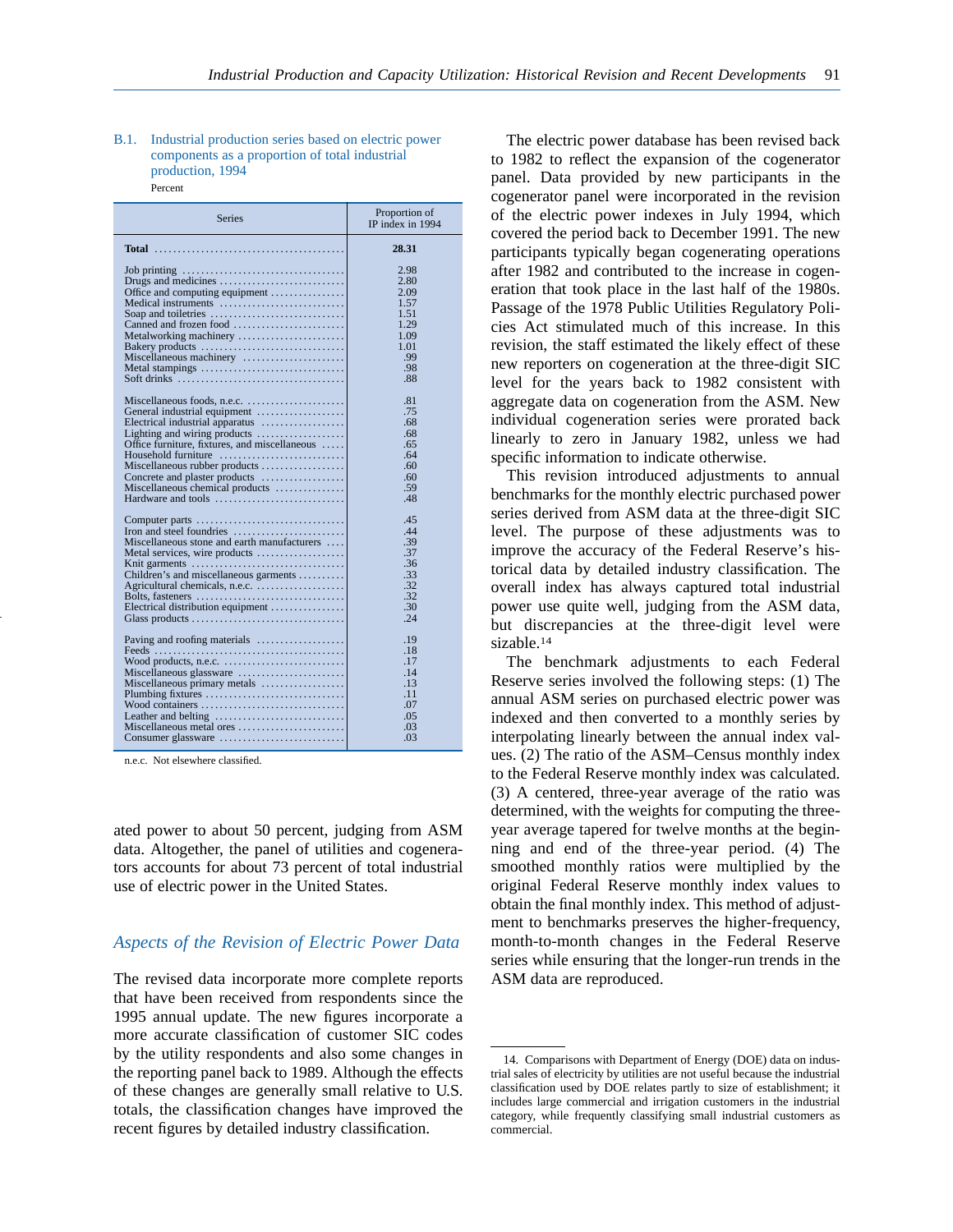B.1. Industrial production series based on electric power components as a proportion of total industrial production, 1994

Percent

| Series | Proportion of IP index in 1994 |
|---|---|
| **Total** | **28.31** |
| Job printing | 2.98 |
| Drugs and medicines | 2.80 |
| Office and computing equipment | 2.09 |
| Medical instruments | 1.57 |
| Soap and toiletries | 1.51 |
| Canned and frozen food | 1.29 |
| Metalworking machinery | 1.09 |
| Bakery products | 1.01 |
| Miscellaneous machinery | .99 |
| Metal stampings | .98 |
| Soft drinks | .88 |
| Miscellaneous foods, n.e.c. | .81 |
| General industrial equipment | .75 |
| Electrical industrial apparatus | .68 |
| Lighting and wiring products | .68 |
| Office furniture, fixtures, and miscellaneous | .65 |
| Household furniture | .64 |
| Miscellaneous rubber products | .60 |
| Concrete and plaster products | .60 |
| Miscellaneous chemical products | .59 |
| Hardware and tools | .48 |
| Computer parts | .45 |
| Iron and steel foundries | .44 |
| Miscellaneous stone and earth manufactures | .39 |
| Metal services, wire products | .37 |
| Knit garments | .36 |
| Children's and miscellaneous garments | .33 |
| Agricultural chemicals, n.e.c. | .32 |
| Bolts, fasteners | .32 |
| Electrical distribution equipment | .30 |
| Glass products | .24 |
| Paving and roofing materials | .19 |
| Feeds | .18 |
| Wood products, n.e.c. | .17 |
| Miscellaneous glassware | .14 |
| Miscellaneous primary metals | .13 |
| Plumbing fixtures | .11 |
| Wood containers | .07 |
| Leather and belting | .05 |
| Miscellaneous metal ores | .03 |
| Consumer glassware | .03 |

n.e.c. Not elsewhere classified.

ated power to about 50 percent, judging from ASM data. Altogether, the panel of utilities and cogenerators accounts for about 73 percent of total industrial use of electric power in the United States.

### *Aspects of the Revision of Electric Power Data*

The revised data incorporate more complete reports that have been received from respondents since the 1995 annual update. The new figures incorporate a more accurate classification of customer SIC codes by the utility respondents and also some changes in the reporting panel back to 1989. Although the effects of these changes are generally small relative to U.S. totals, the classification changes have improved the recent figures by detailed industry classification.

The electric power database has been revised back to 1982 to reflect the expansion of the cogenerator panel. Data provided by new participants in the cogenerator panel were incorporated in the revision of the electric power indexes in July 1994, which covered the period back to December 1991. The new participants typically began cogenerating operations after 1982 and contributed to the increase in cogeneration that took place in the last half of the 1980s. Passage of the 1978 Public Utilities Regulatory Policies Act stimulated much of this increase. In this revision, the staff estimated the likely effect of these new reporters on cogeneration at the three-digit SIC level for the years back to 1982 consistent with aggregate data on cogeneration from the ASM. New individual cogeneration series were prorated back linearly to zero in January 1982, unless we had specific information to indicate otherwise.

This revision introduced adjustments to annual benchmarks for the monthly electric purchased power series derived from ASM data at the three-digit SIC level. The purpose of these adjustments was to improve the accuracy of the Federal Reserve's historical data by detailed industry classification. The overall index has always captured total industrial power use quite well, judging from the ASM data, but discrepancies at the three-digit level were sizable.[14]

The benchmark adjustments to each Federal Reserve series involved the following steps: (1) The annual ASM series on purchased electric power was indexed and then converted to a monthly series by interpolating linearly between the annual index values. (2) The ratio of the ASM–Census monthly index to the Federal Reserve monthly index was calculated. (3) A centered, three-year average of the ratio was determined, with the weights for computing the three-year average tapered for twelve months at the beginning and end of the three-year period. (4) The smoothed monthly ratios were multiplied by the original Federal Reserve monthly index values to obtain the final monthly index. This method of adjustment to benchmarks preserves the higher-frequency, month-to-month changes in the Federal Reserve series while ensuring that the longer-run trends in the ASM data are reproduced.

14. Comparisons with Department of Energy (DOE) data on industrial sales of electricity by utilities are not useful because the industrial classification used by DOE relates partly to size of establishment; it includes large commercial and irrigation customers in the industrial category, while frequently classifying small industrial customers as commercial.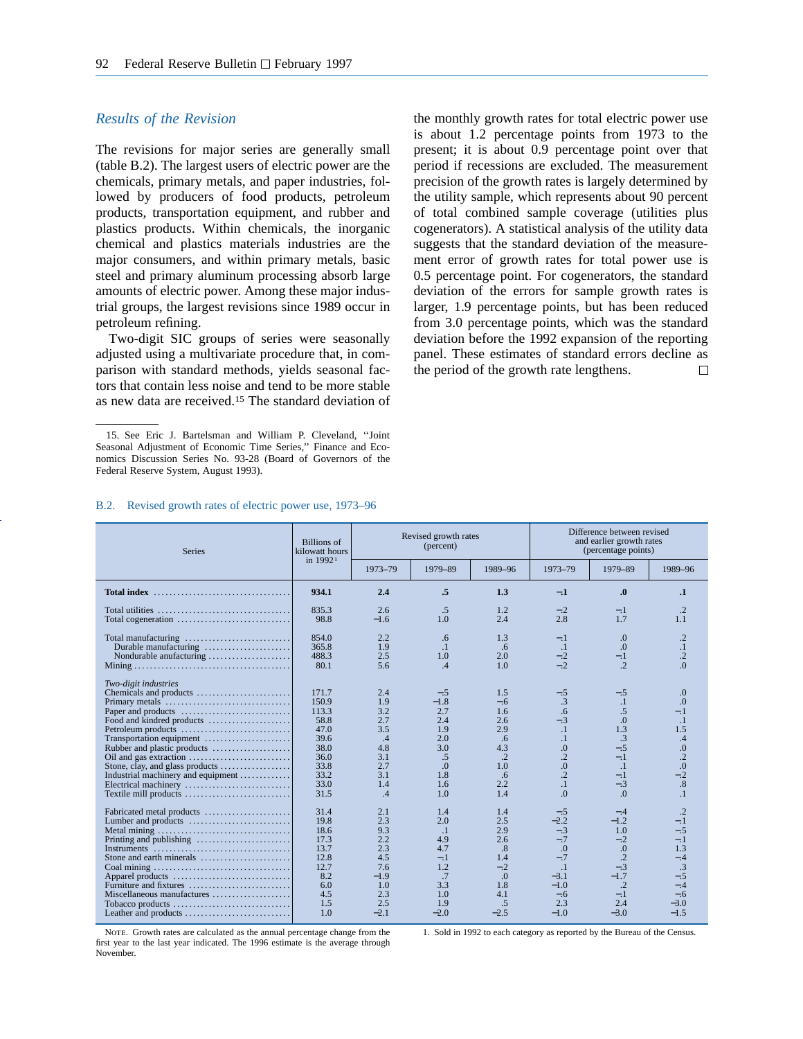### Results of the Revision

The revisions for major series are generally small (table B.2). The largest users of electric power are the chemicals, primary metals, and paper industries, followed by producers of food products, petroleum products, transportation equipment, and rubber and plastics products. Within chemicals, the inorganic chemical and plastics materials industries are the major consumers, and within primary metals, basic steel and primary aluminum processing absorb large amounts of electric power. Among these major industrial groups, the largest revisions since 1989 occur in petroleum refining.

Two-digit SIC groups of series were seasonally adjusted using a multivariate procedure that, in comparison with standard methods, yields seasonal factors that contain less noise and tend to be more stable as new data are received.[15] The standard deviation of the monthly growth rates for total electric power use is about 1.2 percentage points from 1973 to the present; it is about 0.9 percentage point over that period if recessions are excluded. The measurement precision of the growth rates is largely determined by the utility sample, which represents about 90 percent of total combined sample coverage (utilities plus cogenerators). A statistical analysis of the utility data suggests that the standard deviation of the measurement error of growth rates for total power use is 0.5 percentage point. For cogenerators, the standard deviation of the errors for sample growth rates is larger, 1.9 percentage points, but has been reduced from 3.0 percentage points, which was the standard deviation before the 1992 expansion of the reporting panel. These estimates of standard errors decline as the period of the growth rate lengthens. □

15. See Eric J. Bartelsman and William P. Cleveland, "Joint Seasonal Adjustment of Economic Time Series," Finance and Economics Discussion Series No. 93-28 (Board of Governors of the Federal Reserve System, August 1993).

B.2. Revised growth rates of electric power use, 1973–96

| Series | Billions of kilowatt hours in 1992[1] | Revised growth rates (percent) | | | Difference between revised and earlier growth rates (percentage points) | | |
|---|---|---|---|---|---|---|---|
| | | 1973–79 | 1979–89 | 1989–96 | 1973–79 | 1979–89 | 1989–96 |
| **Total index** | **934.1** | **2.4** | **.5** | **1.3** | **−.1** | **.0** | **.1** |
| Total utilities | 835.3 | 2.6 | .5 | 1.2 | −.2 | −.1 | .2 |
| Total cogeneration | 98.8 | −1.6 | 1.0 | 2.4 | 2.8 | 1.7 | 1.1 |
| Total manufacturing | 854.0 | 2.2 | .6 | 1.3 | −.1 | .0 | .2 |
| Durable manufacturing | 365.8 | 1.9 | .1 | .6 | .1 | .0 | .1 |
| Nondurable manufacturing | 488.3 | 2.5 | 1.0 | 2.0 | −.2 | −.1 | .2 |
| Mining | 80.1 | 5.6 | .4 | 1.0 | −.2 | .2 | .0 |
| *Two-digit industries* | | | | | | | |
| Chemicals and products | 171.7 | 2.4 | −.5 | 1.5 | −.5 | −.5 | .0 |
| Primary metals | 150.9 | 1.9 | −1.8 | −.6 | .3 | .1 | .0 |
| Paper and products | 113.3 | 3.2 | 2.7 | 1.6 | .6 | .5 | −.1 |
| Food and kindred products | 58.8 | 2.7 | 2.4 | 2.6 | −.3 | .0 | .1 |
| Petroleum products | 47.0 | 3.5 | 1.9 | 2.9 | .1 | 1.3 | 1.5 |
| Transportation equipment | 39.6 | .4 | 2.0 | .6 | .1 | .3 | .4 |
| Rubber and plastic products | 38.0 | 4.8 | 3.0 | 4.3 | .0 | −.5 | .0 |
| Oil and gas extraction | 36.0 | 3.1 | .5 | .2 | .2 | −.1 | .2 |
| Stone, clay, and glass products | 33.8 | 2.7 | .0 | 1.0 | .0 | .1 | .0 |
| Industrial machinery and equipment | 33.2 | 3.1 | 1.8 | .6 | .2 | −.1 | −.2 |
| Electrical machinery | 33.0 | 1.4 | 1.6 | 2.2 | .1 | −.3 | .8 |
| Textile mill products | 31.5 | .4 | 1.0 | 1.4 | .0 | .0 | .1 |
| Fabricated metal products | 31.4 | 2.1 | 1.4 | 1.4 | −.5 | −.4 | .2 |
| Lumber and products | 19.8 | 2.3 | 2.0 | 2.5 | −2.2 | −1.2 | −.1 |
| Metal mining | 18.6 | 9.3 | .1 | 2.9 | −.3 | 1.0 | −.5 |
| Printing and publishing | 17.3 | 2.2 | 4.9 | 2.6 | −.7 | −.2 | −.1 |
| Instruments | 13.7 | 2.3 | 4.7 | .8 | .0 | .0 | 1.3 |
| Stone and earth minerals | 12.8 | 4.5 | −.1 | 1.4 | −.7 | .2 | −.4 |
| Coal mining | 12.7 | 7.6 | 1.2 | −.2 | .1 | −.3 | .3 |
| Apparel products | 8.2 | −1.9 | .7 | .0 | −3.1 | −1.7 | −.5 |
| Furniture and fixtures | 6.0 | 1.0 | 3.3 | 1.8 | −1.0 | .2 | −.4 |
| Miscellaneous manufactures | 4.5 | 2.3 | 1.0 | 4.1 | −.6 | −.1 | −.6 |
| Tobacco products | 1.5 | 2.5 | 1.9 | .5 | 2.3 | 2.4 | −3.0 |
| Leather and products | 1.0 | −2.1 | −2.0 | −2.5 | −1.0 | −3.0 | −1.5 |

NOTE. Growth rates are calculated as the annual percentage change from the first year to the last year indicated. The 1996 estimate is the average through November.

1. Sold in 1992 to each category as reported by the Bureau of the Census.